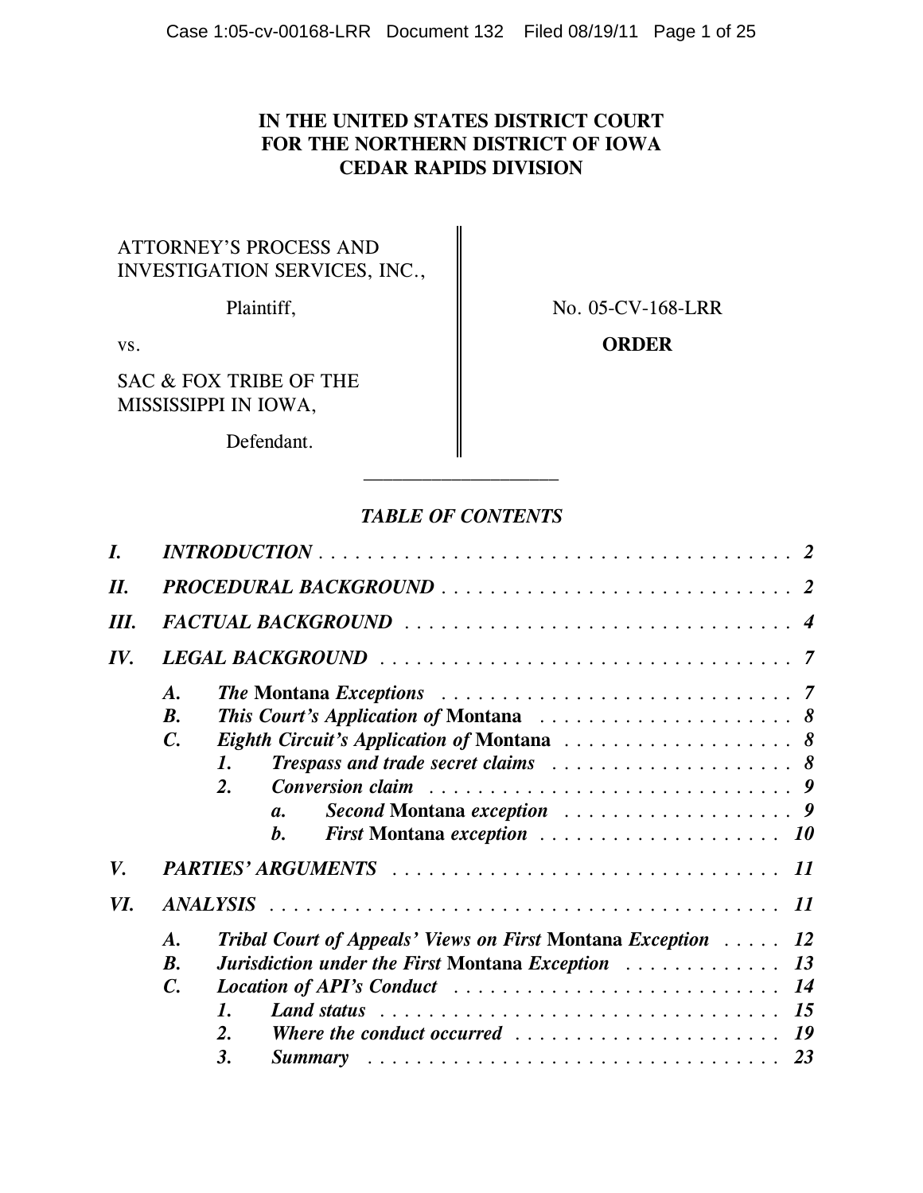# IN THE UNITED STATES DISTRICT COURT FOR THE NORTHERN DISTRICT OF IOWA CEDAR RAPIDS DIVISION

| | |
|---|---|
| ATTORNEY'S PROCESS AND INVESTIGATION SERVICES, INC., Plaintiff, | No. 05-CV-168-LRR |
| vs. | **ORDER** |
| SAC & FOX TRIBE OF THE MISSISSIPPI IN IOWA, Defendant. | |

---

## *TABLE OF CONTENTS*

- ***I. INTRODUCTION*** . . . . . . . . . . 2
- ***II. PROCEDURAL BACKGROUND*** . . . . . . . . . . 2
- ***III. FACTUAL BACKGROUND*** . . . . . . . . . . 4
- ***IV. LEGAL BACKGROUND*** . . . . . . . . . . 7
  - ***A. The* Montana *Exceptions*** . . . . . . . . . . 7
  - ***B. This Court's Application of* Montana** . . . . . . . . . . 8
  - ***C. Eighth Circuit's Application of* Montana** . . . . . . . . . . 8
    - ***1. Trespass and trade secret claims*** . . . . . . . . . . 8
    - ***2. Conversion claim*** . . . . . . . . . . 9
      - ***a. Second* Montana *exception*** . . . . . . . . . . 9
      - ***b. First* Montana *exception*** . . . . . . . . . . 10
- ***V. PARTIES' ARGUMENTS*** . . . . . . . . . . 11
- ***VI. ANALYSIS*** . . . . . . . . . . 11
  - ***A. Tribal Court of Appeals' Views on First* Montana *Exception*** . . . . . 12
  - ***B. Jurisdiction under the First* Montana *Exception*** . . . . . . . . . . 13
  - ***C. Location of API's Conduct*** . . . . . . . . . . 14
    - ***1. Land status*** . . . . . . . . . . 15
    - ***2. Where the conduct occurred*** . . . . . . . . . . 19
    - ***3. Summary*** . . . . . . . . . . 23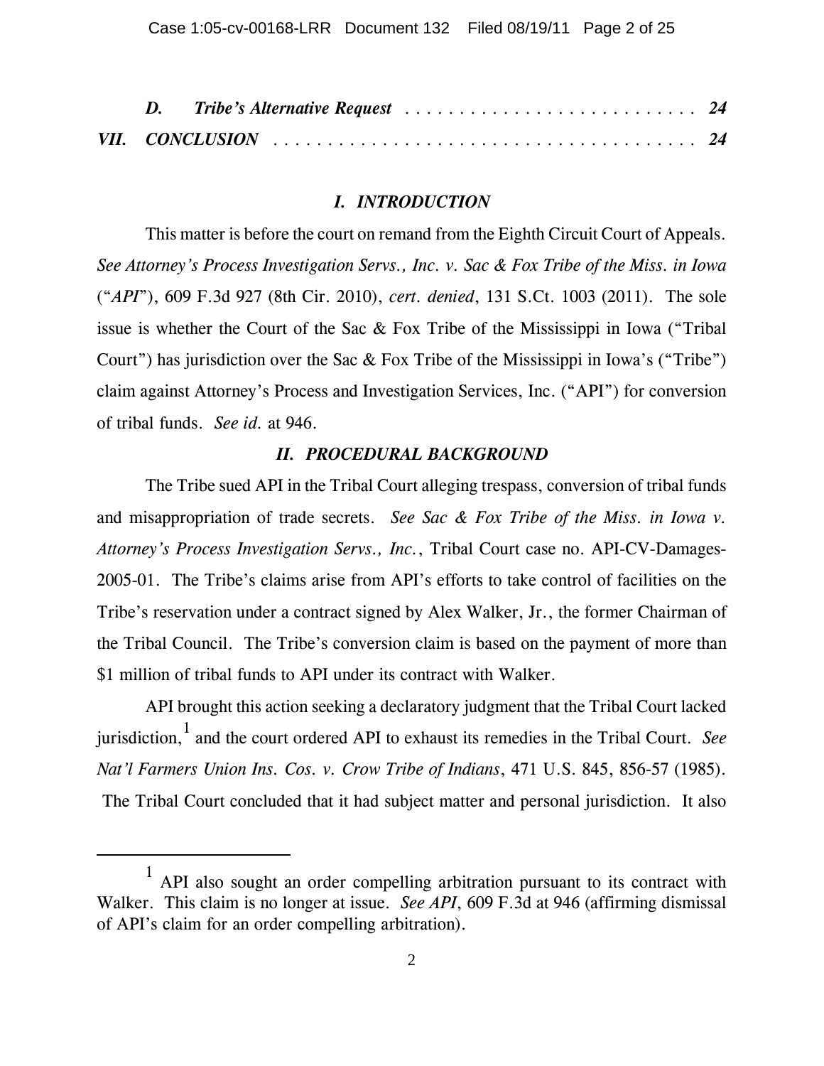*D. Tribe's Alternative Request* . . . . . . . . . . . . . . . . . . . . . . . . . . *24*

*VII. CONCLUSION* . . . . . . . . . . . . . . . . . . . . . . . . . . . . . . . . . . . . . . . . *24*

## *I. INTRODUCTION*

This matter is before the court on remand from the Eighth Circuit Court of Appeals. *See Attorney's Process Investigation Servs., Inc. v. Sac & Fox Tribe of the Miss. in Iowa* ("*API*"), 609 F.3d 927 (8th Cir. 2010), *cert. denied*, 131 S.Ct. 1003 (2011). The sole issue is whether the Court of the Sac & Fox Tribe of the Mississippi in Iowa ("Tribal Court") has jurisdiction over the Sac & Fox Tribe of the Mississippi in Iowa's ("Tribe") claim against Attorney's Process and Investigation Services, Inc. ("API") for conversion of tribal funds. *See id.* at 946.

## *II. PROCEDURAL BACKGROUND*

The Tribe sued API in the Tribal Court alleging trespass, conversion of tribal funds and misappropriation of trade secrets. *See Sac & Fox Tribe of the Miss. in Iowa v. Attorney's Process Investigation Servs., Inc.*, Tribal Court case no. API-CV-Damages-2005-01. The Tribe's claims arise from API's efforts to take control of facilities on the Tribe's reservation under a contract signed by Alex Walker, Jr., the former Chairman of the Tribal Council. The Tribe's conversion claim is based on the payment of more than $1 million of tribal funds to API under its contract with Walker.

API brought this action seeking a declaratory judgment that the Tribal Court lacked jurisdiction,[1] and the court ordered API to exhaust its remedies in the Tribal Court. *See Nat'l Farmers Union Ins. Cos. v. Crow Tribe of Indians*, 471 U.S. 845, 856-57 (1985). The Tribal Court concluded that it had subject matter and personal jurisdiction. It also

---

[1] API also sought an order compelling arbitration pursuant to its contract with Walker. This claim is no longer at issue. *See API*, 609 F.3d at 946 (affirming dismissal of API's claim for an order compelling arbitration).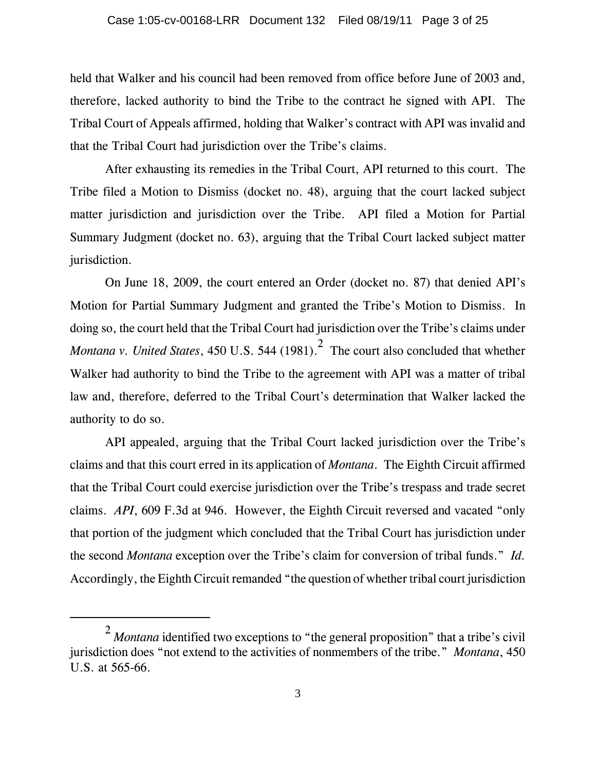held that Walker and his council had been removed from office before June of 2003 and, therefore, lacked authority to bind the Tribe to the contract he signed with API. The Tribal Court of Appeals affirmed, holding that Walker's contract with API was invalid and that the Tribal Court had jurisdiction over the Tribe's claims.

After exhausting its remedies in the Tribal Court, API returned to this court. The Tribe filed a Motion to Dismiss (docket no. 48), arguing that the court lacked subject matter jurisdiction and jurisdiction over the Tribe. API filed a Motion for Partial Summary Judgment (docket no. 63), arguing that the Tribal Court lacked subject matter jurisdiction.

On June 18, 2009, the court entered an Order (docket no. 87) that denied API's Motion for Partial Summary Judgment and granted the Tribe's Motion to Dismiss. In doing so, the court held that the Tribal Court had jurisdiction over the Tribe's claims under *Montana v. United States*, 450 U.S. 544 (1981).[2] The court also concluded that whether Walker had authority to bind the Tribe to the agreement with API was a matter of tribal law and, therefore, deferred to the Tribal Court's determination that Walker lacked the authority to do so.

API appealed, arguing that the Tribal Court lacked jurisdiction over the Tribe's claims and that this court erred in its application of *Montana*. The Eighth Circuit affirmed that the Tribal Court could exercise jurisdiction over the Tribe's trespass and trade secret claims. *API*, 609 F.3d at 946. However, the Eighth Circuit reversed and vacated "only that portion of the judgment which concluded that the Tribal Court has jurisdiction under the second *Montana* exception over the Tribe's claim for conversion of tribal funds." *Id.* Accordingly, the Eighth Circuit remanded "the question of whether tribal court jurisdiction

---

[2] *Montana* identified two exceptions to "the general proposition" that a tribe's civil jurisdiction does "not extend to the activities of nonmembers of the tribe." *Montana*, 450 U.S. at 565-66.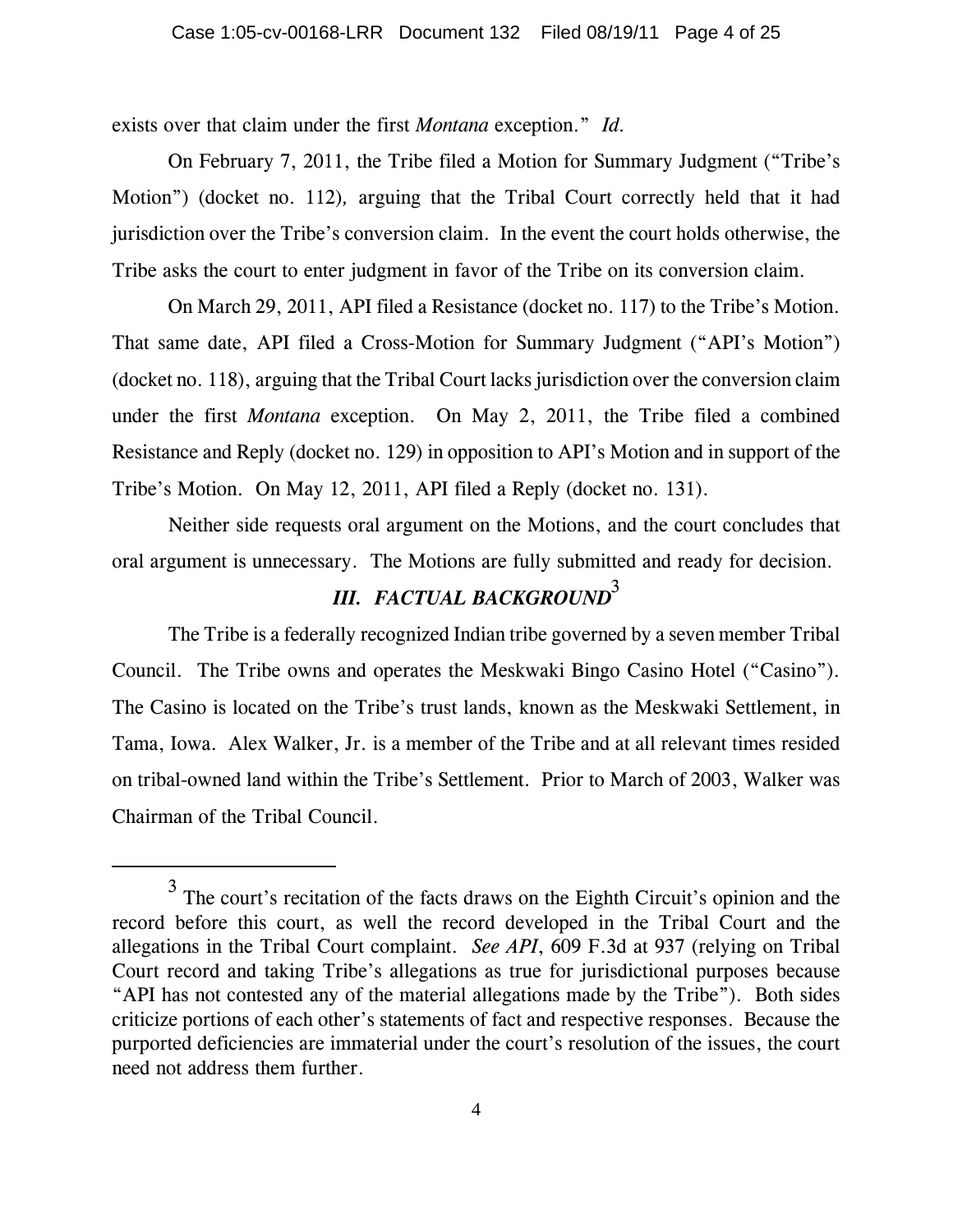exists over that claim under the first *Montana* exception." *Id.*

On February 7, 2011, the Tribe filed a Motion for Summary Judgment ("Tribe's Motion") (docket no. 112), arguing that the Tribal Court correctly held that it had jurisdiction over the Tribe's conversion claim. In the event the court holds otherwise, the Tribe asks the court to enter judgment in favor of the Tribe on its conversion claim.

On March 29, 2011, API filed a Resistance (docket no. 117) to the Tribe's Motion. That same date, API filed a Cross-Motion for Summary Judgment ("API's Motion") (docket no. 118), arguing that the Tribal Court lacks jurisdiction over the conversion claim under the first *Montana* exception. On May 2, 2011, the Tribe filed a combined Resistance and Reply (docket no. 129) in opposition to API's Motion and in support of the Tribe's Motion. On May 12, 2011, API filed a Reply (docket no. 131).

Neither side requests oral argument on the Motions, and the court concludes that oral argument is unnecessary. The Motions are fully submitted and ready for decision.

## *III. FACTUAL BACKGROUND*[3]

The Tribe is a federally recognized Indian tribe governed by a seven member Tribal Council. The Tribe owns and operates the Meskwaki Bingo Casino Hotel ("Casino"). The Casino is located on the Tribe's trust lands, known as the Meskwaki Settlement, in Tama, Iowa. Alex Walker, Jr. is a member of the Tribe and at all relevant times resided on tribal-owned land within the Tribe's Settlement. Prior to March of 2003, Walker was Chairman of the Tribal Council.

---

[3] The court's recitation of the facts draws on the Eighth Circuit's opinion and the record before this court, as well the record developed in the Tribal Court and the allegations in the Tribal Court complaint. *See API*, 609 F.3d at 937 (relying on Tribal Court record and taking Tribe's allegations as true for jurisdictional purposes because "API has not contested any of the material allegations made by the Tribe"). Both sides criticize portions of each other's statements of fact and respective responses. Because the purported deficiencies are immaterial under the court's resolution of the issues, the court need not address them further.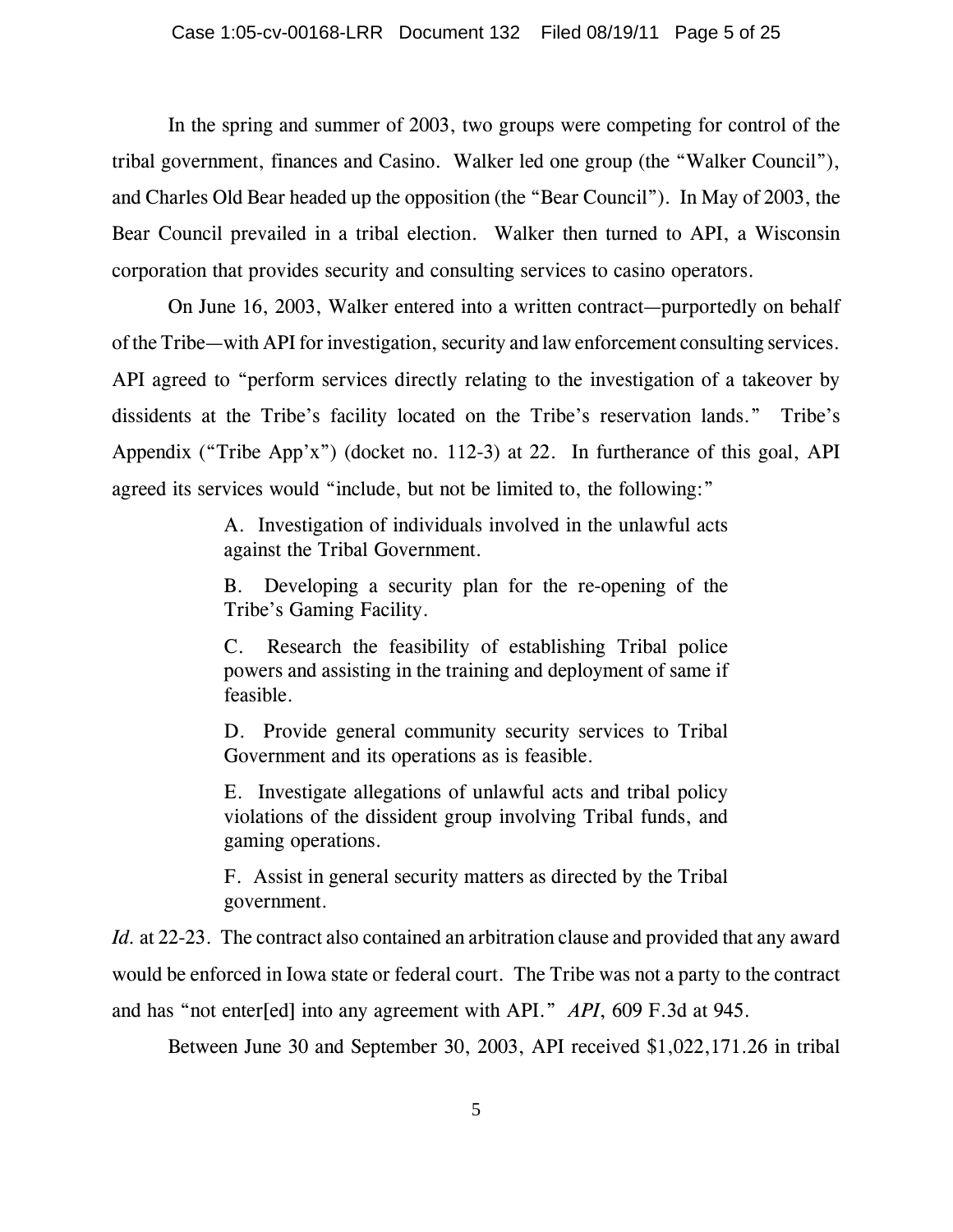In the spring and summer of 2003, two groups were competing for control of the tribal government, finances and Casino. Walker led one group (the "Walker Council"), and Charles Old Bear headed up the opposition (the "Bear Council"). In May of 2003, the Bear Council prevailed in a tribal election. Walker then turned to API, a Wisconsin corporation that provides security and consulting services to casino operators.

On June 16, 2003, Walker entered into a written contract—purportedly on behalf of the Tribe—with API for investigation, security and law enforcement consulting services. API agreed to "perform services directly relating to the investigation of a takeover by dissidents at the Tribe's facility located on the Tribe's reservation lands." Tribe's Appendix ("Tribe App'x") (docket no. 112-3) at 22. In furtherance of this goal, API agreed its services would "include, but not be limited to, the following:"

> A. Investigation of individuals involved in the unlawful acts against the Tribal Government.
>
> B. Developing a security plan for the re-opening of the Tribe's Gaming Facility.
>
> C. Research the feasibility of establishing Tribal police powers and assisting in the training and deployment of same if feasible.
>
> D. Provide general community security services to Tribal Government and its operations as is feasible.
>
> E. Investigate allegations of unlawful acts and tribal policy violations of the dissident group involving Tribal funds, and gaming operations.
>
> F. Assist in general security matters as directed by the Tribal government.

*Id.* at 22-23. The contract also contained an arbitration clause and provided that any award would be enforced in Iowa state or federal court. The Tribe was not a party to the contract and has "not enter[ed] into any agreement with API." *API*, 609 F.3d at 945.

Between June 30 and September 30, 2003, API received $1,022,171.26 in tribal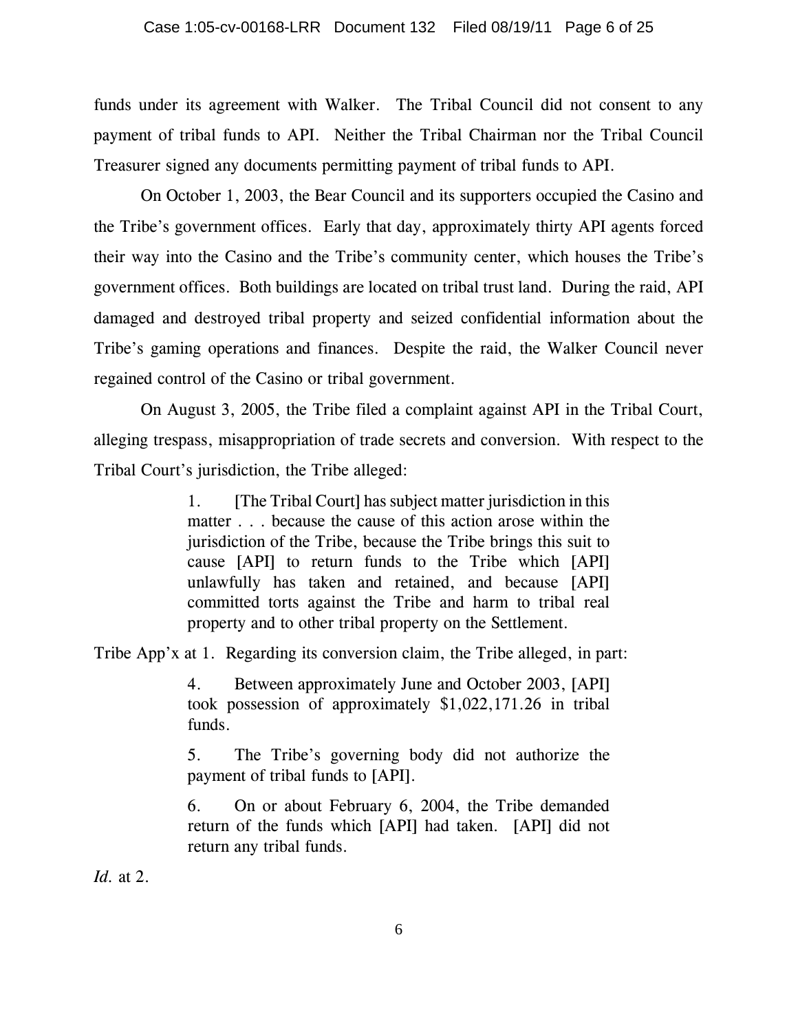funds under its agreement with Walker. The Tribal Council did not consent to any payment of tribal funds to API. Neither the Tribal Chairman nor the Tribal Council Treasurer signed any documents permitting payment of tribal funds to API.

On October 1, 2003, the Bear Council and its supporters occupied the Casino and the Tribe's government offices. Early that day, approximately thirty API agents forced their way into the Casino and the Tribe's community center, which houses the Tribe's government offices. Both buildings are located on tribal trust land. During the raid, API damaged and destroyed tribal property and seized confidential information about the Tribe's gaming operations and finances. Despite the raid, the Walker Council never regained control of the Casino or tribal government.

On August 3, 2005, the Tribe filed a complaint against API in the Tribal Court, alleging trespass, misappropriation of trade secrets and conversion. With respect to the Tribal Court's jurisdiction, the Tribe alleged:

> 1. [The Tribal Court] has subject matter jurisdiction in this matter . . . because the cause of this action arose within the jurisdiction of the Tribe, because the Tribe brings this suit to cause [API] to return funds to the Tribe which [API] unlawfully has taken and retained, and because [API] committed torts against the Tribe and harm to tribal real property and to other tribal property on the Settlement.

Tribe App'x at 1. Regarding its conversion claim, the Tribe alleged, in part:

> 4. Between approximately June and October 2003, [API] took possession of approximately $1,022,171.26 in tribal funds.
>
> 5. The Tribe's governing body did not authorize the payment of tribal funds to [API].
>
> 6. On or about February 6, 2004, the Tribe demanded return of the funds which [API] had taken. [API] did not return any tribal funds.

*Id.* at 2.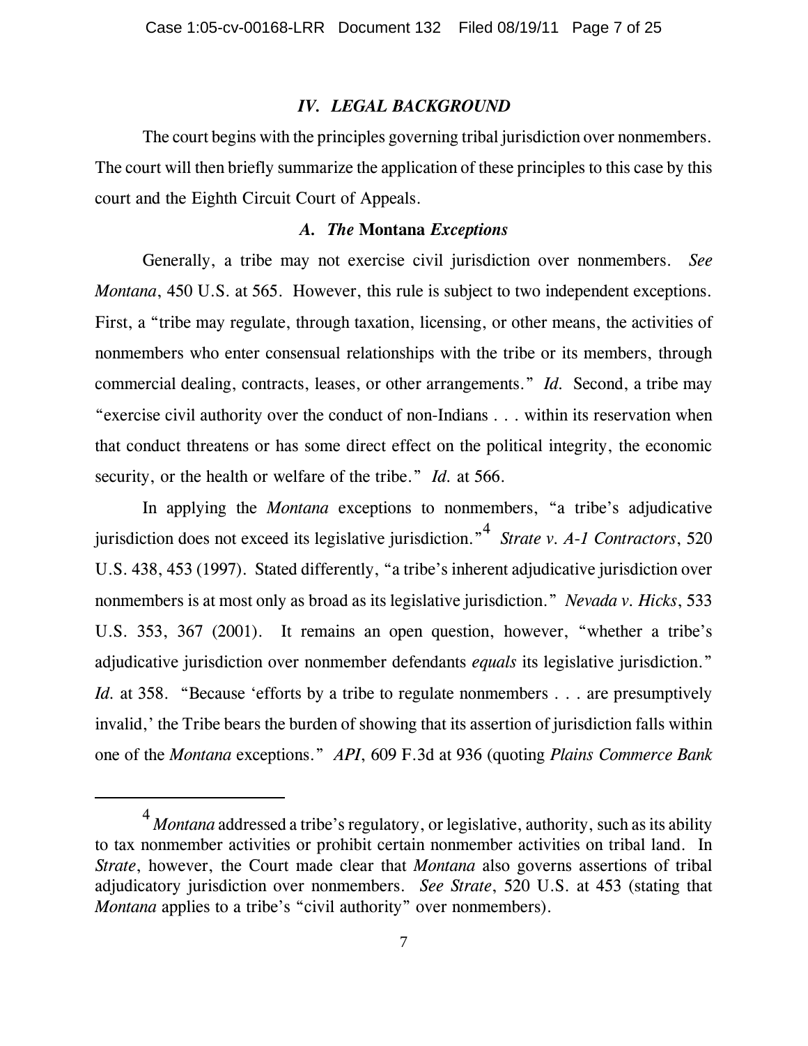## *IV. LEGAL BACKGROUND*

The court begins with the principles governing tribal jurisdiction over nonmembers. The court will then briefly summarize the application of these principles to this case by this court and the Eighth Circuit Court of Appeals.

### *A. The* **Montana** *Exceptions*

Generally, a tribe may not exercise civil jurisdiction over nonmembers. *See Montana*, 450 U.S. at 565. However, this rule is subject to two independent exceptions. First, a "tribe may regulate, through taxation, licensing, or other means, the activities of nonmembers who enter consensual relationships with the tribe or its members, through commercial dealing, contracts, leases, or other arrangements." *Id.* Second, a tribe may "exercise civil authority over the conduct of non-Indians . . . within its reservation when that conduct threatens or has some direct effect on the political integrity, the economic security, or the health or welfare of the tribe." *Id.* at 566.

In applying the *Montana* exceptions to nonmembers, "a tribe's adjudicative jurisdiction does not exceed its legislative jurisdiction."[4] *Strate v. A-1 Contractors*, 520 U.S. 438, 453 (1997). Stated differently, "a tribe's inherent adjudicative jurisdiction over nonmembers is at most only as broad as its legislative jurisdiction." *Nevada v. Hicks*, 533 U.S. 353, 367 (2001). It remains an open question, however, "whether a tribe's adjudicative jurisdiction over nonmember defendants *equals* its legislative jurisdiction." *Id.* at 358. "Because 'efforts by a tribe to regulate nonmembers . . . are presumptively invalid,' the Tribe bears the burden of showing that its assertion of jurisdiction falls within one of the *Montana* exceptions." *API*, 609 F.3d at 936 (quoting *Plains Commerce Bank*

---

[4] *Montana* addressed a tribe's regulatory, or legislative, authority, such as its ability to tax nonmember activities or prohibit certain nonmember activities on tribal land. In *Strate*, however, the Court made clear that *Montana* also governs assertions of tribal adjudicatory jurisdiction over nonmembers. *See Strate*, 520 U.S. at 453 (stating that *Montana* applies to a tribe's "civil authority" over nonmembers).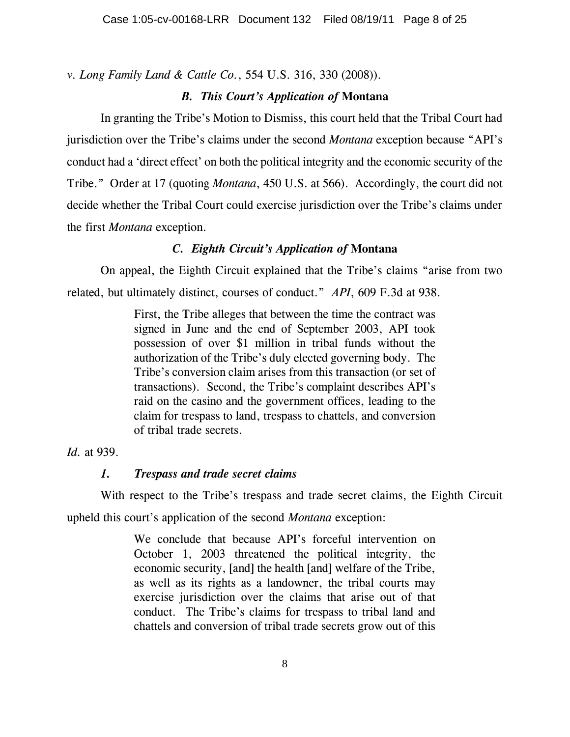*v. Long Family Land & Cattle Co.*, 554 U.S. 316, 330 (2008)).

### *B. This Court's Application of* **Montana**

In granting the Tribe's Motion to Dismiss, this court held that the Tribal Court had jurisdiction over the Tribe's claims under the second *Montana* exception because "API's conduct had a 'direct effect' on both the political integrity and the economic security of the Tribe." Order at 17 (quoting *Montana*, 450 U.S. at 566). Accordingly, the court did not decide whether the Tribal Court could exercise jurisdiction over the Tribe's claims under the first *Montana* exception.

### *C. Eighth Circuit's Application of* **Montana**

On appeal, the Eighth Circuit explained that the Tribe's claims "arise from two related, but ultimately distinct, courses of conduct." *API*, 609 F.3d at 938.

> First, the Tribe alleges that between the time the contract was signed in June and the end of September 2003, API took possession of over $1 million in tribal funds without the authorization of the Tribe's duly elected governing body. The Tribe's conversion claim arises from this transaction (or set of transactions). Second, the Tribe's complaint describes API's raid on the casino and the government offices, leading to the claim for trespass to land, trespass to chattels, and conversion of tribal trade secrets.

*Id.* at 939.

#### *1. Trespass and trade secret claims*

With respect to the Tribe's trespass and trade secret claims, the Eighth Circuit upheld this court's application of the second *Montana* exception:

> We conclude that because API's forceful intervention on October 1, 2003 threatened the political integrity, the economic security, [and] the health [and] welfare of the Tribe, as well as its rights as a landowner, the tribal courts may exercise jurisdiction over the claims that arise out of that conduct. The Tribe's claims for trespass to tribal land and chattels and conversion of tribal trade secrets grow out of this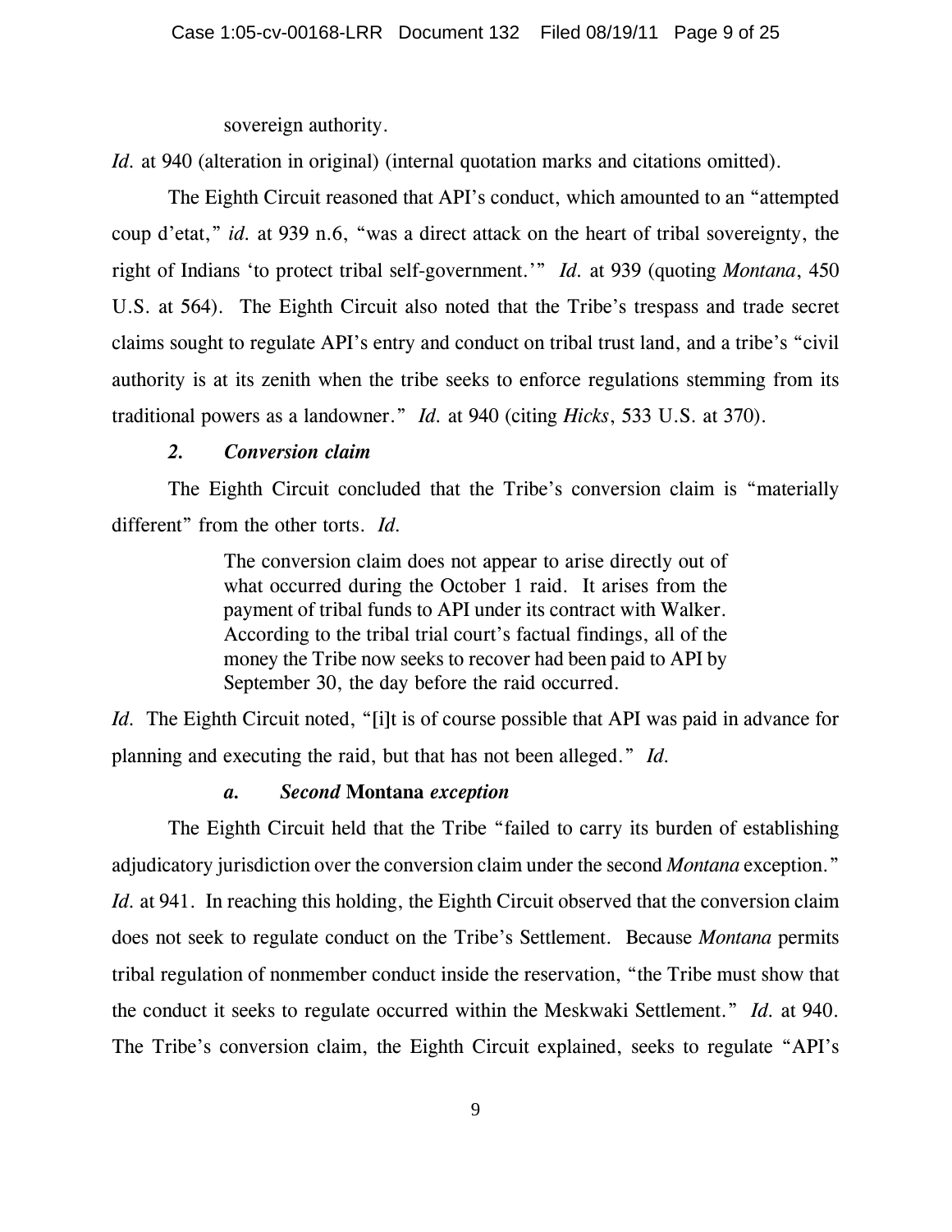> sovereign authority.

*Id.* at 940 (alteration in original) (internal quotation marks and citations omitted).

The Eighth Circuit reasoned that API's conduct, which amounted to an "attempted coup d'etat," *id.* at 939 n.6, "was a direct attack on the heart of tribal sovereignty, the right of Indians 'to protect tribal self-government.'" *Id.* at 939 (quoting *Montana*, 450 U.S. at 564). The Eighth Circuit also noted that the Tribe's trespass and trade secret claims sought to regulate API's entry and conduct on tribal trust land, and a tribe's "civil authority is at its zenith when the tribe seeks to enforce regulations stemming from its traditional powers as a landowner." *Id.* at 940 (citing *Hicks*, 533 U.S. at 370).

#### *2. Conversion claim*

The Eighth Circuit concluded that the Tribe's conversion claim is "materially different" from the other torts. *Id.*

> The conversion claim does not appear to arise directly out of what occurred during the October 1 raid. It arises from the payment of tribal funds to API under its contract with Walker. According to the tribal trial court's factual findings, all of the money the Tribe now seeks to recover had been paid to API by September 30, the day before the raid occurred.

*Id.* The Eighth Circuit noted, "[i]t is of course possible that API was paid in advance for planning and executing the raid, but that has not been alleged." *Id.*

##### *a. Second* **Montana** *exception*

The Eighth Circuit held that the Tribe "failed to carry its burden of establishing adjudicatory jurisdiction over the conversion claim under the second *Montana* exception." *Id.* at 941. In reaching this holding, the Eighth Circuit observed that the conversion claim does not seek to regulate conduct on the Tribe's Settlement. Because *Montana* permits tribal regulation of nonmember conduct inside the reservation, "the Tribe must show that the conduct it seeks to regulate occurred within the Meskwaki Settlement." *Id.* at 940. The Tribe's conversion claim, the Eighth Circuit explained, seeks to regulate "API's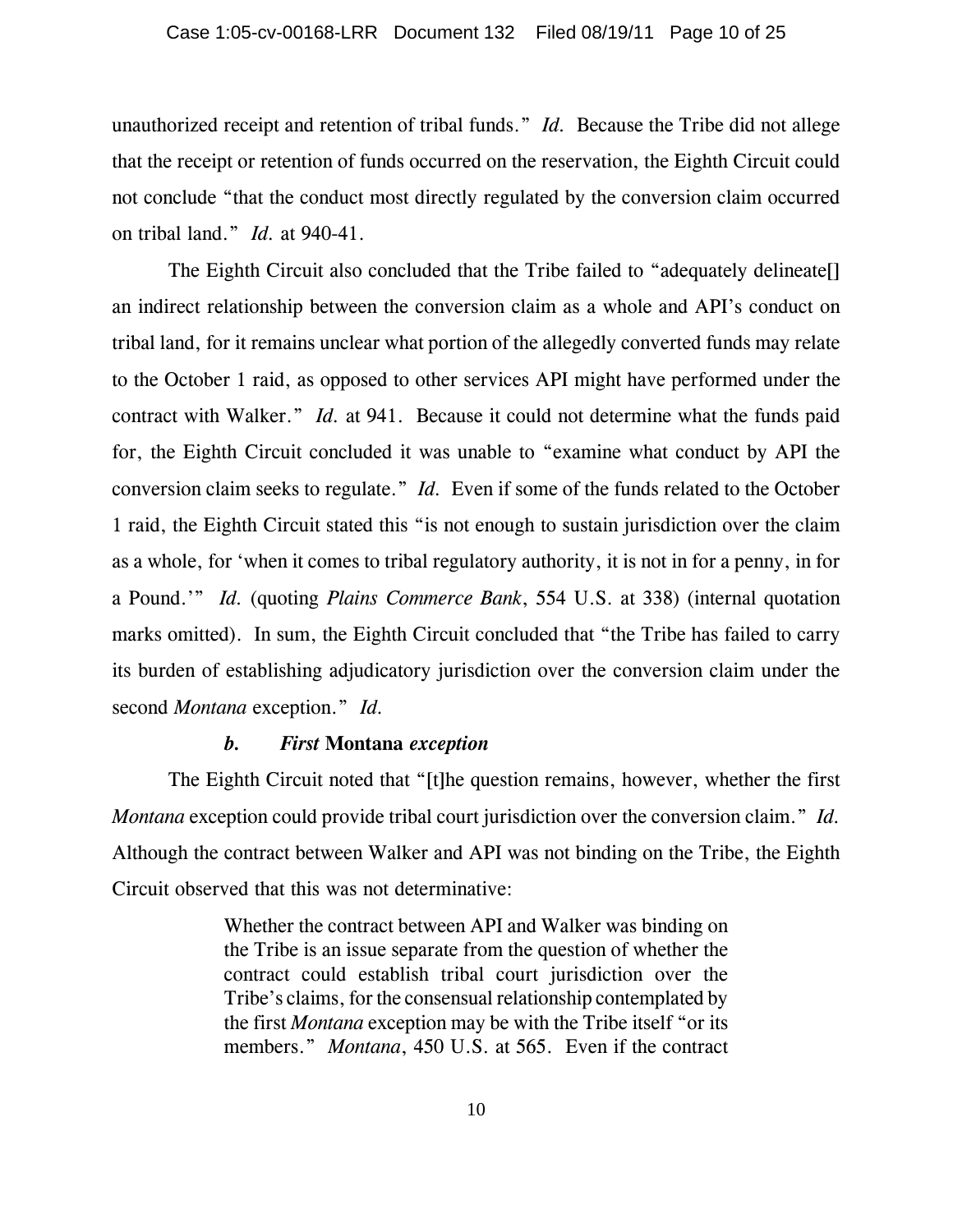unauthorized receipt and retention of tribal funds." *Id.* Because the Tribe did not allege that the receipt or retention of funds occurred on the reservation, the Eighth Circuit could not conclude "that the conduct most directly regulated by the conversion claim occurred on tribal land." *Id.* at 940-41.

The Eighth Circuit also concluded that the Tribe failed to "adequately delineate[] an indirect relationship between the conversion claim as a whole and API's conduct on tribal land, for it remains unclear what portion of the allegedly converted funds may relate to the October 1 raid, as opposed to other services API might have performed under the contract with Walker." *Id.* at 941. Because it could not determine what the funds paid for, the Eighth Circuit concluded it was unable to "examine what conduct by API the conversion claim seeks to regulate." *Id.* Even if some of the funds related to the October 1 raid, the Eighth Circuit stated this "is not enough to sustain jurisdiction over the claim as a whole, for 'when it comes to tribal regulatory authority, it is not in for a penny, in for a Pound.'" *Id.* (quoting *Plains Commerce Bank*, 554 U.S. at 338) (internal quotation marks omitted). In sum, the Eighth Circuit concluded that "the Tribe has failed to carry its burden of establishing adjudicatory jurisdiction over the conversion claim under the second *Montana* exception." *Id.*

#### *b. First* **Montana** *exception*

The Eighth Circuit noted that "[t]he question remains, however, whether the first *Montana* exception could provide tribal court jurisdiction over the conversion claim." *Id.* Although the contract between Walker and API was not binding on the Tribe, the Eighth Circuit observed that this was not determinative:

> Whether the contract between API and Walker was binding on the Tribe is an issue separate from the question of whether the contract could establish tribal court jurisdiction over the Tribe's claims, for the consensual relationship contemplated by the first *Montana* exception may be with the Tribe itself "or its members." *Montana*, 450 U.S. at 565. Even if the contract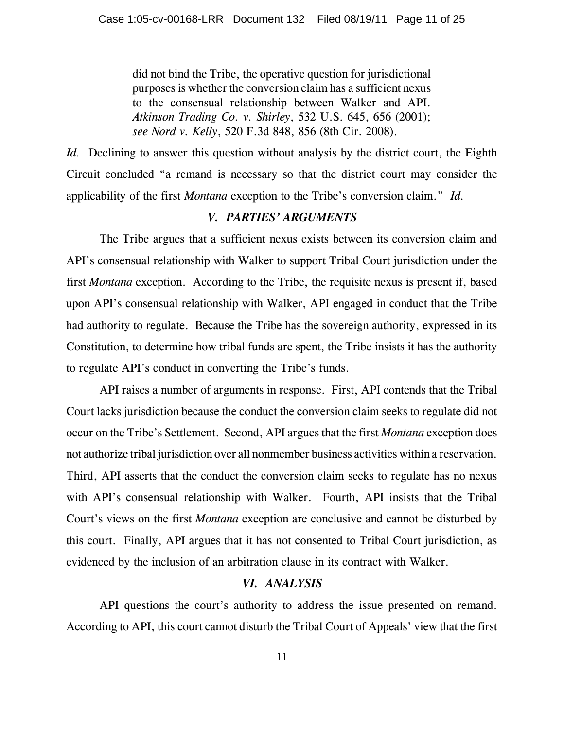> did not bind the Tribe, the operative question for jurisdictional purposes is whether the conversion claim has a sufficient nexus to the consensual relationship between Walker and API. *Atkinson Trading Co. v. Shirley*, 532 U.S. 645, 656 (2001); *see Nord v. Kelly*, 520 F.3d 848, 856 (8th Cir. 2008).

*Id.* Declining to answer this question without analysis by the district court, the Eighth Circuit concluded "a remand is necessary so that the district court may consider the applicability of the first *Montana* exception to the Tribe's conversion claim." *Id.*

## *V. PARTIES' ARGUMENTS*

The Tribe argues that a sufficient nexus exists between its conversion claim and API's consensual relationship with Walker to support Tribal Court jurisdiction under the first *Montana* exception. According to the Tribe, the requisite nexus is present if, based upon API's consensual relationship with Walker, API engaged in conduct that the Tribe had authority to regulate. Because the Tribe has the sovereign authority, expressed in its Constitution, to determine how tribal funds are spent, the Tribe insists it has the authority to regulate API's conduct in converting the Tribe's funds.

API raises a number of arguments in response. First, API contends that the Tribal Court lacks jurisdiction because the conduct the conversion claim seeks to regulate did not occur on the Tribe's Settlement. Second, API argues that the first *Montana* exception does not authorize tribal jurisdiction over all nonmember business activities within a reservation. Third, API asserts that the conduct the conversion claim seeks to regulate has no nexus with API's consensual relationship with Walker. Fourth, API insists that the Tribal Court's views on the first *Montana* exception are conclusive and cannot be disturbed by this court. Finally, API argues that it has not consented to Tribal Court jurisdiction, as evidenced by the inclusion of an arbitration clause in its contract with Walker.

## *VI. ANALYSIS*

API questions the court's authority to address the issue presented on remand. According to API, this court cannot disturb the Tribal Court of Appeals' view that the first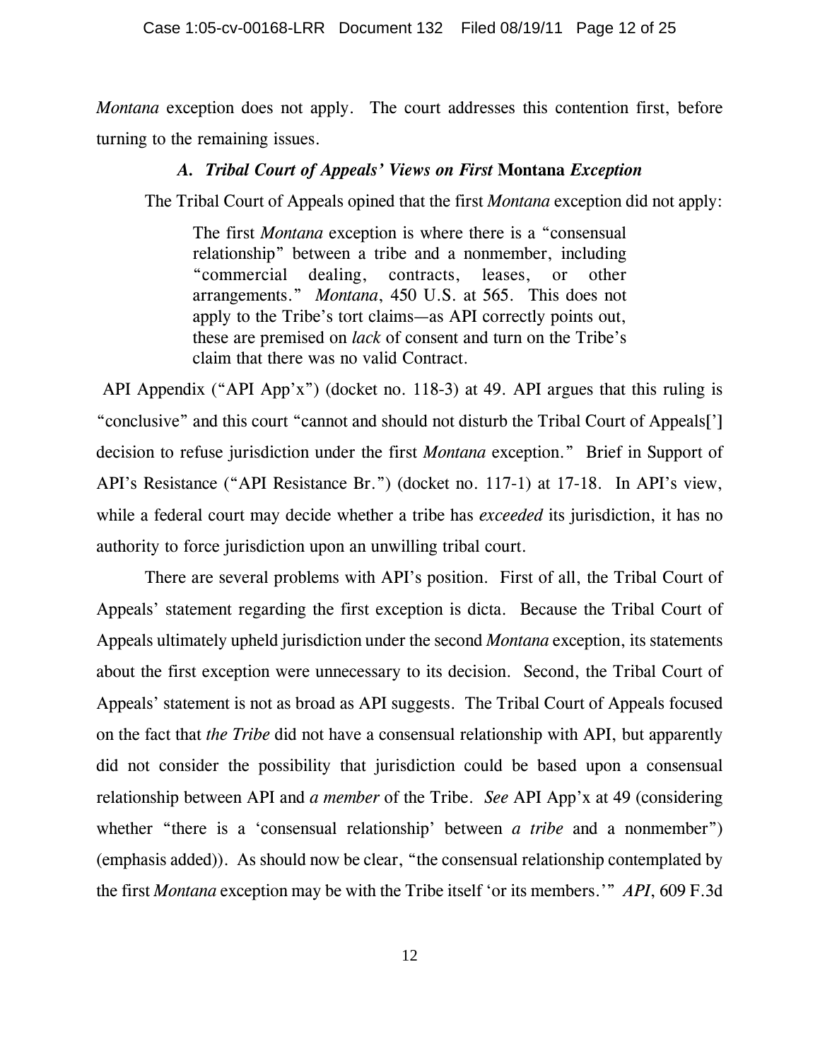*Montana* exception does not apply. The court addresses this contention first, before turning to the remaining issues.

### *A. Tribal Court of Appeals' Views on First* **Montana** *Exception*

The Tribal Court of Appeals opined that the first *Montana* exception did not apply:

> The first *Montana* exception is where there is a "consensual relationship" between a tribe and a nonmember, including "commercial dealing, contracts, leases, or other arrangements." *Montana*, 450 U.S. at 565. This does not apply to the Tribe's tort claims—as API correctly points out, these are premised on *lack* of consent and turn on the Tribe's claim that there was no valid Contract.

API Appendix ("API App'x") (docket no. 118-3) at 49. API argues that this ruling is "conclusive" and this court "cannot and should not disturb the Tribal Court of Appeals['] decision to refuse jurisdiction under the first *Montana* exception." Brief in Support of API's Resistance ("API Resistance Br.") (docket no. 117-1) at 17-18. In API's view, while a federal court may decide whether a tribe has *exceeded* its jurisdiction, it has no authority to force jurisdiction upon an unwilling tribal court.

There are several problems with API's position. First of all, the Tribal Court of Appeals' statement regarding the first exception is dicta. Because the Tribal Court of Appeals ultimately upheld jurisdiction under the second *Montana* exception, its statements about the first exception were unnecessary to its decision. Second, the Tribal Court of Appeals' statement is not as broad as API suggests. The Tribal Court of Appeals focused on the fact that *the Tribe* did not have a consensual relationship with API, but apparently did not consider the possibility that jurisdiction could be based upon a consensual relationship between API and *a member* of the Tribe. *See* API App'x at 49 (considering whether "there is a 'consensual relationship' between *a tribe* and a nonmember") (emphasis added)). As should now be clear, "the consensual relationship contemplated by the first *Montana* exception may be with the Tribe itself 'or its members.'" *API*, 609 F.3d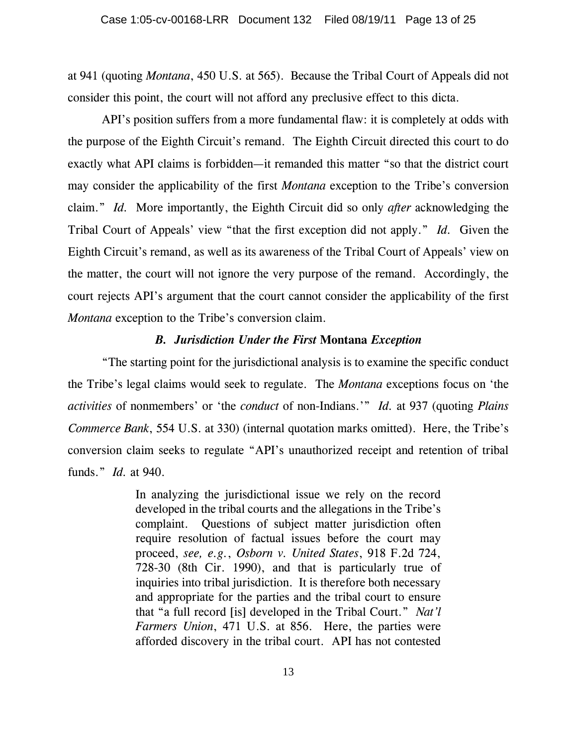at 941 (quoting *Montana*, 450 U.S. at 565). Because the Tribal Court of Appeals did not consider this point, the court will not afford any preclusive effect to this dicta.

API's position suffers from a more fundamental flaw: it is completely at odds with the purpose of the Eighth Circuit's remand. The Eighth Circuit directed this court to do exactly what API claims is forbidden—it remanded this matter "so that the district court may consider the applicability of the first *Montana* exception to the Tribe's conversion claim." *Id.* More importantly, the Eighth Circuit did so only *after* acknowledging the Tribal Court of Appeals' view "that the first exception did not apply." *Id.* Given the Eighth Circuit's remand, as well as its awareness of the Tribal Court of Appeals' view on the matter, the court will not ignore the very purpose of the remand. Accordingly, the court rejects API's argument that the court cannot consider the applicability of the first *Montana* exception to the Tribe's conversion claim.

### *B. Jurisdiction Under the First* Montana *Exception*

"The starting point for the jurisdictional analysis is to examine the specific conduct the Tribe's legal claims would seek to regulate. The *Montana* exceptions focus on 'the *activities* of nonmembers' or 'the *conduct* of non-Indians.'" *Id.* at 937 (quoting *Plains Commerce Bank*, 554 U.S. at 330) (internal quotation marks omitted). Here, the Tribe's conversion claim seeks to regulate "API's unauthorized receipt and retention of tribal funds." *Id.* at 940.

> In analyzing the jurisdictional issue we rely on the record developed in the tribal courts and the allegations in the Tribe's complaint. Questions of subject matter jurisdiction often require resolution of factual issues before the court may proceed, *see, e.g.*, *Osborn v. United States*, 918 F.2d 724, 728-30 (8th Cir. 1990), and that is particularly true of inquiries into tribal jurisdiction. It is therefore both necessary and appropriate for the parties and the tribal court to ensure that "a full record [is] developed in the Tribal Court." *Nat'l Farmers Union*, 471 U.S. at 856. Here, the parties were afforded discovery in the tribal court. API has not contested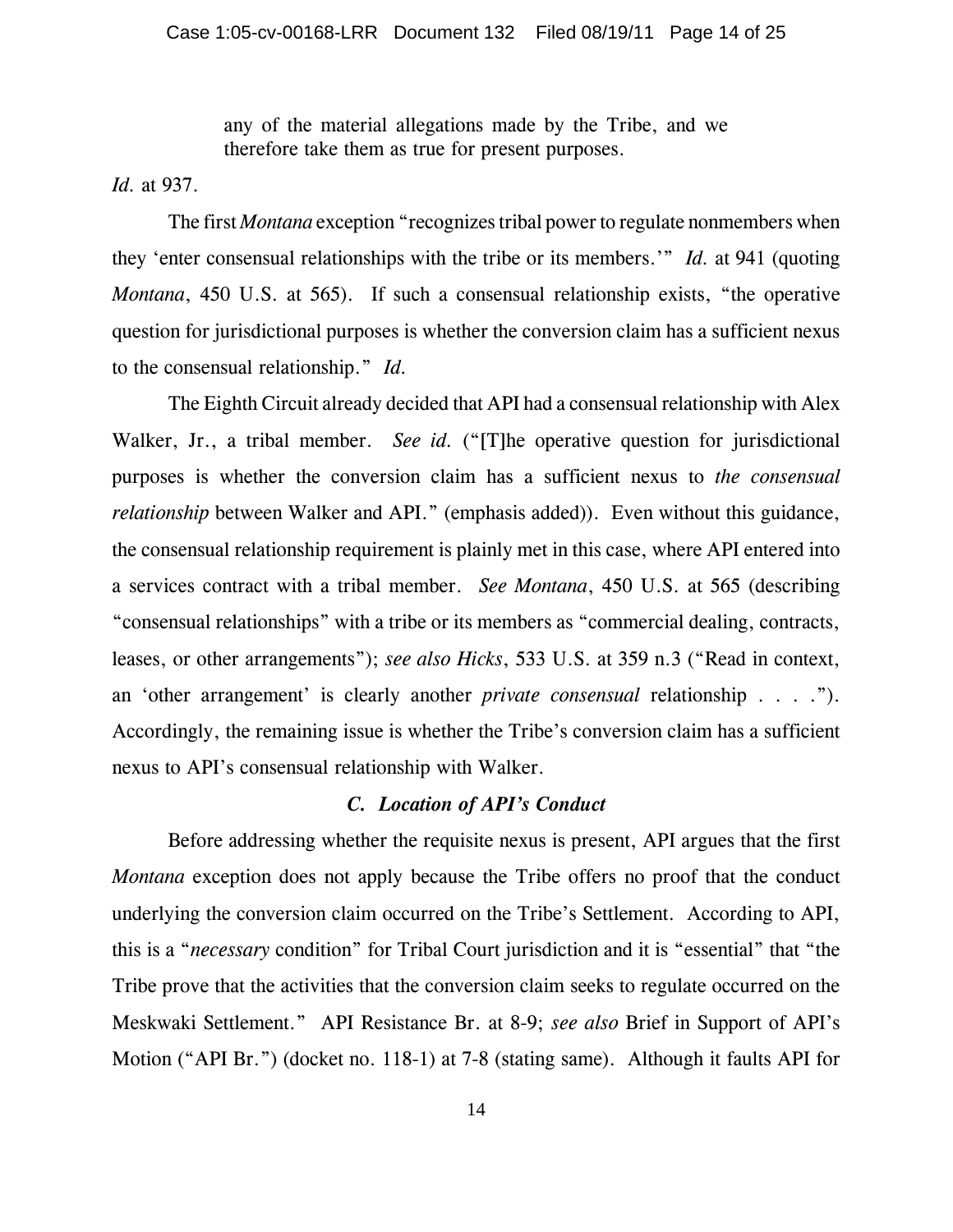> any of the material allegations made by the Tribe, and we therefore take them as true for present purposes.

*Id.* at 937.

The first *Montana* exception "recognizes tribal power to regulate nonmembers when they 'enter consensual relationships with the tribe or its members.'" *Id.* at 941 (quoting *Montana*, 450 U.S. at 565). If such a consensual relationship exists, "the operative question for jurisdictional purposes is whether the conversion claim has a sufficient nexus to the consensual relationship." *Id.*

The Eighth Circuit already decided that API had a consensual relationship with Alex Walker, Jr., a tribal member. *See id.* ("[T]he operative question for jurisdictional purposes is whether the conversion claim has a sufficient nexus to *the consensual relationship* between Walker and API." (emphasis added)). Even without this guidance, the consensual relationship requirement is plainly met in this case, where API entered into a services contract with a tribal member. *See Montana*, 450 U.S. at 565 (describing "consensual relationships" with a tribe or its members as "commercial dealing, contracts, leases, or other arrangements"); *see also Hicks*, 533 U.S. at 359 n.3 ("Read in context, an 'other arrangement' is clearly another *private consensual* relationship . . . ."). Accordingly, the remaining issue is whether the Tribe's conversion claim has a sufficient nexus to API's consensual relationship with Walker.

### *C. Location of API's Conduct*

Before addressing whether the requisite nexus is present, API argues that the first *Montana* exception does not apply because the Tribe offers no proof that the conduct underlying the conversion claim occurred on the Tribe's Settlement. According to API, this is a "*necessary* condition" for Tribal Court jurisdiction and it is "essential" that "the Tribe prove that the activities that the conversion claim seeks to regulate occurred on the Meskwaki Settlement." API Resistance Br. at 8-9; *see also* Brief in Support of API's Motion ("API Br.") (docket no. 118-1) at 7-8 (stating same). Although it faults API for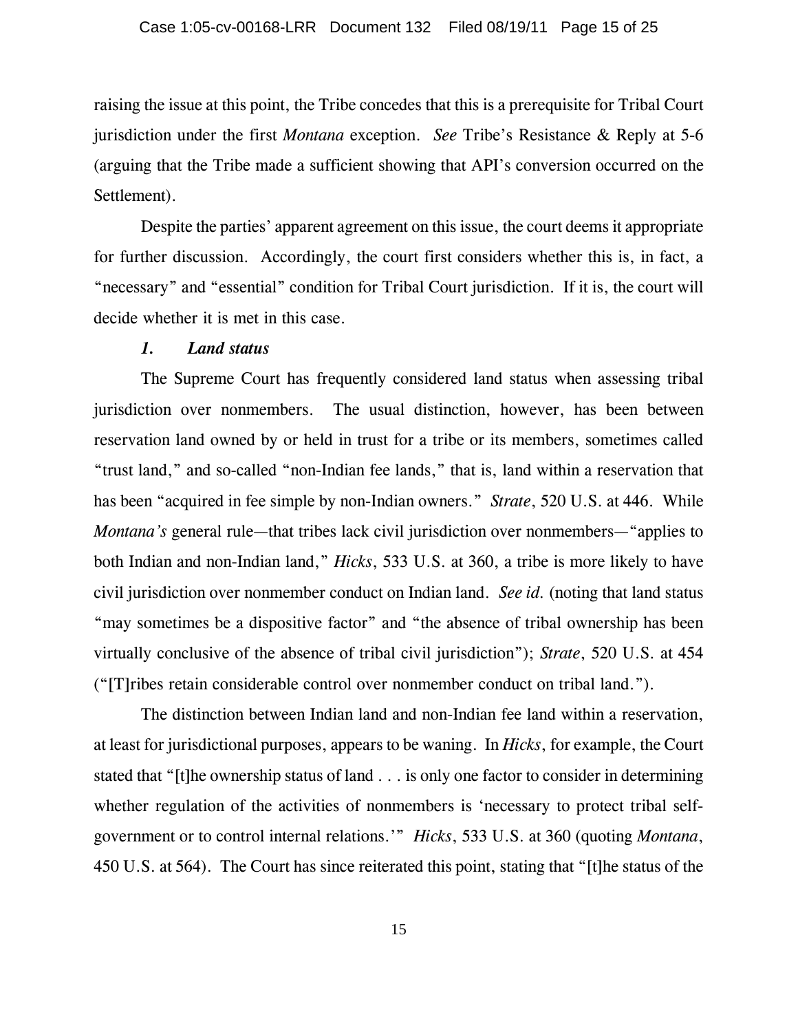raising the issue at this point, the Tribe concedes that this is a prerequisite for Tribal Court jurisdiction under the first *Montana* exception. *See* Tribe's Resistance & Reply at 5-6 (arguing that the Tribe made a sufficient showing that API's conversion occurred on the Settlement).

Despite the parties' apparent agreement on this issue, the court deems it appropriate for further discussion. Accordingly, the court first considers whether this is, in fact, a "necessary" and "essential" condition for Tribal Court jurisdiction. If it is, the court will decide whether it is met in this case.

### *1. Land status*

The Supreme Court has frequently considered land status when assessing tribal jurisdiction over nonmembers. The usual distinction, however, has been between reservation land owned by or held in trust for a tribe or its members, sometimes called "trust land," and so-called "non-Indian fee lands," that is, land within a reservation that has been "acquired in fee simple by non-Indian owners." *Strate*, 520 U.S. at 446. While *Montana's* general rule—that tribes lack civil jurisdiction over nonmembers—"applies to both Indian and non-Indian land," *Hicks*, 533 U.S. at 360, a tribe is more likely to have civil jurisdiction over nonmember conduct on Indian land. *See id.* (noting that land status "may sometimes be a dispositive factor" and "the absence of tribal ownership has been virtually conclusive of the absence of tribal civil jurisdiction"); *Strate*, 520 U.S. at 454 ("[T]ribes retain considerable control over nonmember conduct on tribal land.").

The distinction between Indian land and non-Indian fee land within a reservation, at least for jurisdictional purposes, appears to be waning. In *Hicks*, for example, the Court stated that "[t]he ownership status of land . . . is only one factor to consider in determining whether regulation of the activities of nonmembers is 'necessary to protect tribal self-government or to control internal relations.'" *Hicks*, 533 U.S. at 360 (quoting *Montana*, 450 U.S. at 564). The Court has since reiterated this point, stating that "[t]he status of the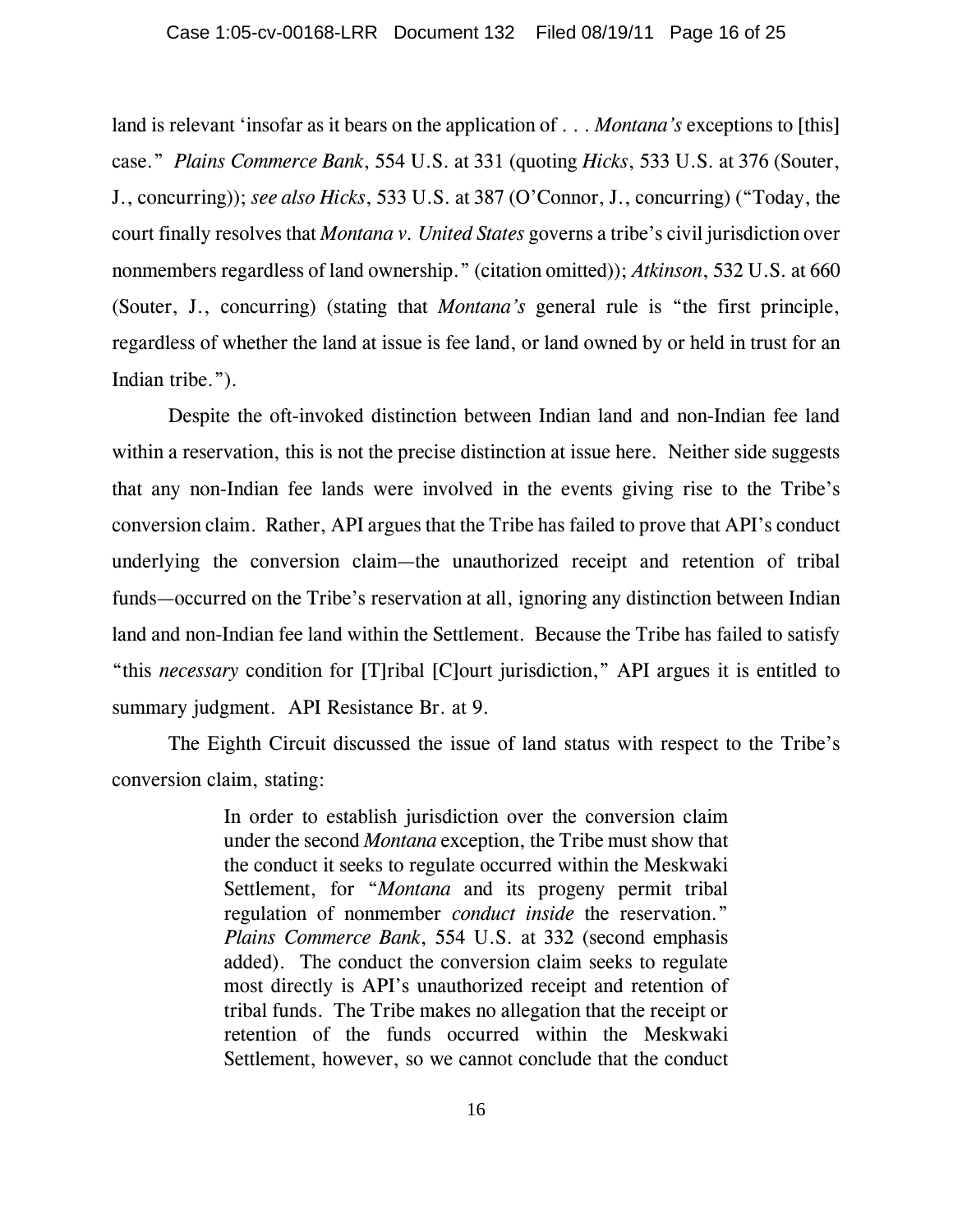land is relevant 'insofar as it bears on the application of . . . *Montana's* exceptions to [this] case." *Plains Commerce Bank*, 554 U.S. at 331 (quoting *Hicks*, 533 U.S. at 376 (Souter, J., concurring)); *see also Hicks*, 533 U.S. at 387 (O'Connor, J., concurring) ("Today, the court finally resolves that *Montana v. United States* governs a tribe's civil jurisdiction over nonmembers regardless of land ownership." (citation omitted)); *Atkinson*, 532 U.S. at 660 (Souter, J., concurring) (stating that *Montana's* general rule is "the first principle, regardless of whether the land at issue is fee land, or land owned by or held in trust for an Indian tribe.").

Despite the oft-invoked distinction between Indian land and non-Indian fee land within a reservation, this is not the precise distinction at issue here. Neither side suggests that any non-Indian fee lands were involved in the events giving rise to the Tribe's conversion claim. Rather, API argues that the Tribe has failed to prove that API's conduct underlying the conversion claim—the unauthorized receipt and retention of tribal funds—occurred on the Tribe's reservation at all, ignoring any distinction between Indian land and non-Indian fee land within the Settlement. Because the Tribe has failed to satisfy "this *necessary* condition for [T]ribal [C]ourt jurisdiction," API argues it is entitled to summary judgment. API Resistance Br. at 9.

The Eighth Circuit discussed the issue of land status with respect to the Tribe's conversion claim, stating:

> In order to establish jurisdiction over the conversion claim under the second *Montana* exception, the Tribe must show that the conduct it seeks to regulate occurred within the Meskwaki Settlement, for "*Montana* and its progeny permit tribal regulation of nonmember *conduct inside* the reservation." *Plains Commerce Bank*, 554 U.S. at 332 (second emphasis added). The conduct the conversion claim seeks to regulate most directly is API's unauthorized receipt and retention of tribal funds. The Tribe makes no allegation that the receipt or retention of the funds occurred within the Meskwaki Settlement, however, so we cannot conclude that the conduct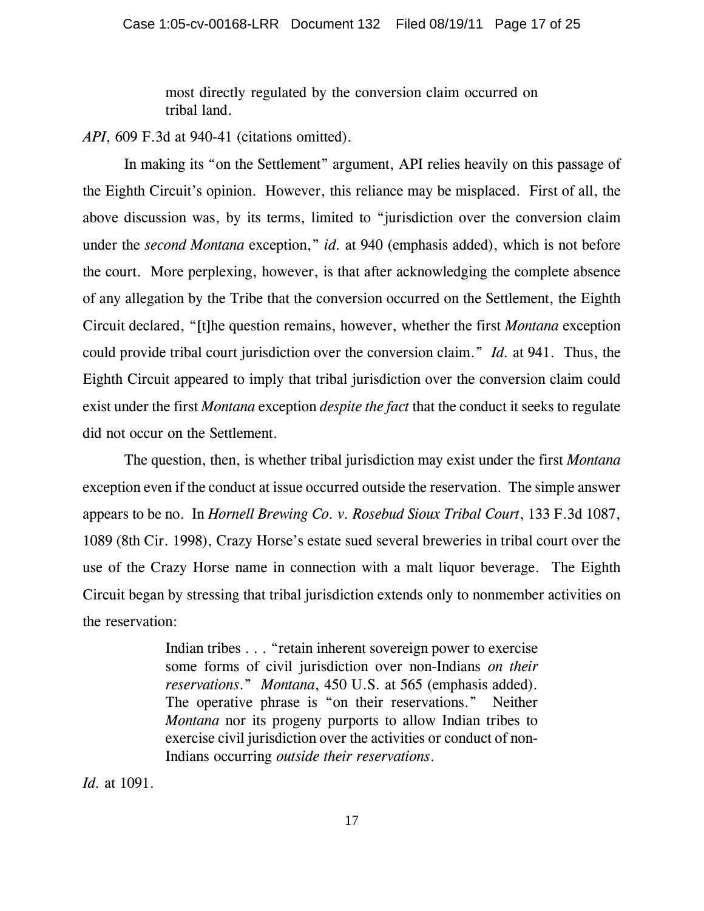> most directly regulated by the conversion claim occurred on tribal land.

*API*, 609 F.3d at 940-41 (citations omitted).

In making its "on the Settlement" argument, API relies heavily on this passage of the Eighth Circuit's opinion. However, this reliance may be misplaced. First of all, the above discussion was, by its terms, limited to "jurisdiction over the conversion claim under the *second Montana* exception," *id.* at 940 (emphasis added), which is not before the court. More perplexing, however, is that after acknowledging the complete absence of any allegation by the Tribe that the conversion occurred on the Settlement, the Eighth Circuit declared, "[t]he question remains, however, whether the first *Montana* exception could provide tribal court jurisdiction over the conversion claim." *Id.* at 941. Thus, the Eighth Circuit appeared to imply that tribal jurisdiction over the conversion claim could exist under the first *Montana* exception *despite the fact* that the conduct it seeks to regulate did not occur on the Settlement.

The question, then, is whether tribal jurisdiction may exist under the first *Montana* exception even if the conduct at issue occurred outside the reservation. The simple answer appears to be no. In *Hornell Brewing Co. v. Rosebud Sioux Tribal Court*, 133 F.3d 1087, 1089 (8th Cir. 1998), Crazy Horse's estate sued several breweries in tribal court over the use of the Crazy Horse name in connection with a malt liquor beverage. The Eighth Circuit began by stressing that tribal jurisdiction extends only to nonmember activities on the reservation:

> Indian tribes . . . "retain inherent sovereign power to exercise some forms of civil jurisdiction over non-Indians *on their reservations*." *Montana*, 450 U.S. at 565 (emphasis added). The operative phrase is "on their reservations." Neither *Montana* nor its progeny purports to allow Indian tribes to exercise civil jurisdiction over the activities or conduct of non-Indians occurring *outside their reservations*.

*Id.* at 1091.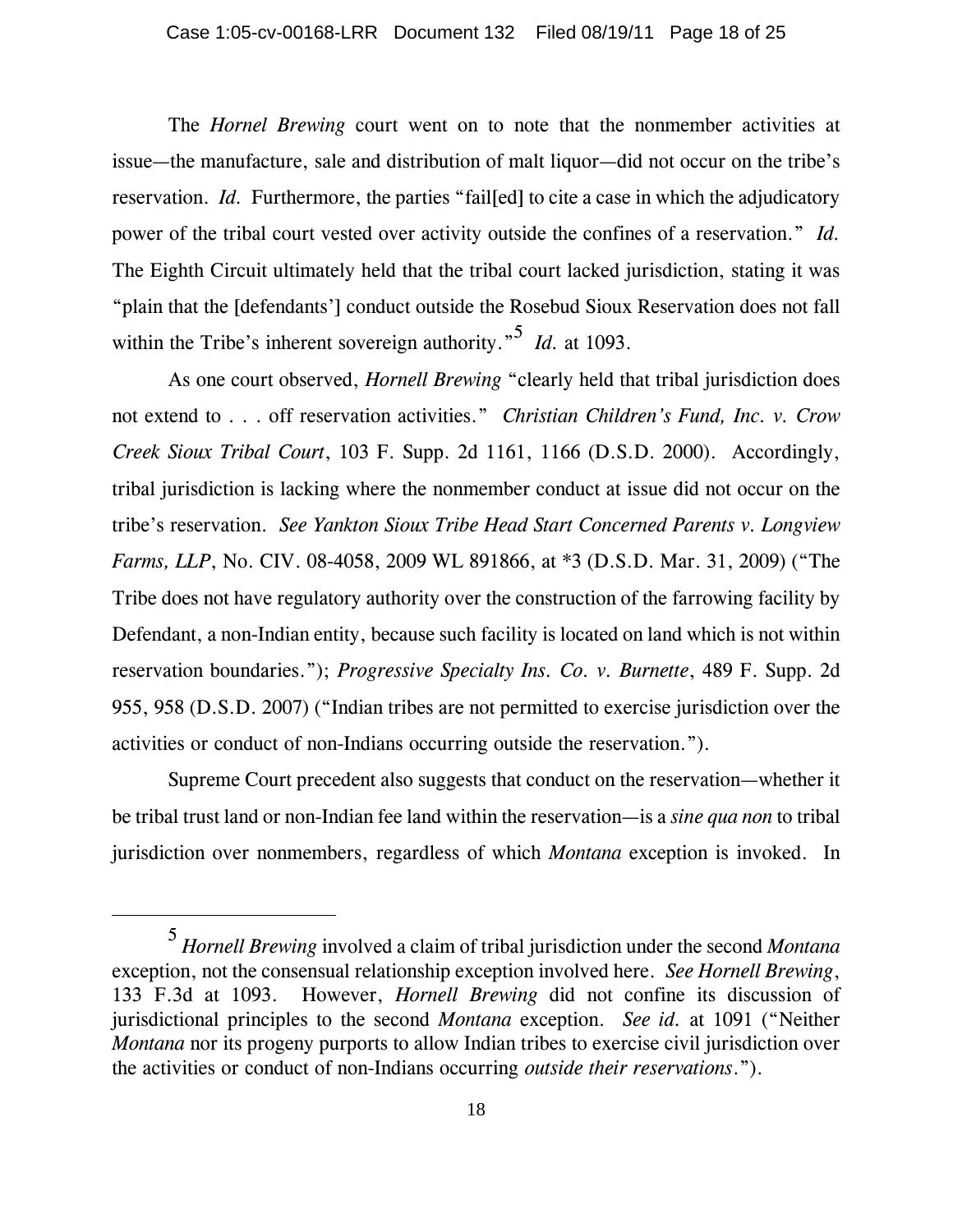The *Hornel Brewing* court went on to note that the nonmember activities at issue—the manufacture, sale and distribution of malt liquor—did not occur on the tribe's reservation. *Id.* Furthermore, the parties "fail[ed] to cite a case in which the adjudicatory power of the tribal court vested over activity outside the confines of a reservation." *Id.* The Eighth Circuit ultimately held that the tribal court lacked jurisdiction, stating it was "plain that the [defendants'] conduct outside the Rosebud Sioux Reservation does not fall within the Tribe's inherent sovereign authority."[5] *Id.* at 1093.

As one court observed, *Hornell Brewing* "clearly held that tribal jurisdiction does not extend to . . . off reservation activities." *Christian Children's Fund, Inc. v. Crow Creek Sioux Tribal Court*, 103 F. Supp. 2d 1161, 1166 (D.S.D. 2000). Accordingly, tribal jurisdiction is lacking where the nonmember conduct at issue did not occur on the tribe's reservation. *See Yankton Sioux Tribe Head Start Concerned Parents v. Longview Farms, LLP*, No. CIV. 08-4058, 2009 WL 891866, at *3 (D.S.D. Mar. 31, 2009) ("The Tribe does not have regulatory authority over the construction of the farrowing facility by Defendant, a non-Indian entity, because such facility is located on land which is not within reservation boundaries."); *Progressive Specialty Ins. Co. v. Burnette*, 489 F. Supp. 2d 955, 958 (D.S.D. 2007) ("Indian tribes are not permitted to exercise jurisdiction over the activities or conduct of non-Indians occurring outside the reservation.").

Supreme Court precedent also suggests that conduct on the reservation—whether it be tribal trust land or non-Indian fee land within the reservation—is a *sine qua non* to tribal jurisdiction over nonmembers, regardless of which *Montana* exception is invoked. In

---

[5] *Hornell Brewing* involved a claim of tribal jurisdiction under the second *Montana* exception, not the consensual relationship exception involved here. *See Hornell Brewing*, 133 F.3d at 1093. However, *Hornell Brewing* did not confine its discussion of jurisdictional principles to the second *Montana* exception. *See id.* at 1091 ("Neither *Montana* nor its progeny purports to allow Indian tribes to exercise civil jurisdiction over the activities or conduct of non-Indians occurring *outside their reservations*.").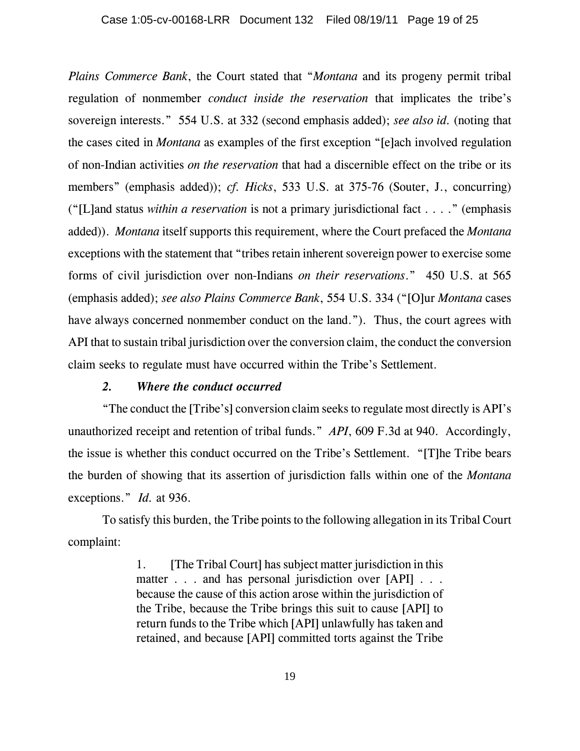*Plains Commerce Bank*, the Court stated that "*Montana* and its progeny permit tribal regulation of nonmember *conduct inside the reservation* that implicates the tribe's sovereign interests." 554 U.S. at 332 (second emphasis added); *see also id.* (noting that the cases cited in *Montana* as examples of the first exception "[e]ach involved regulation of non-Indian activities *on the reservation* that had a discernible effect on the tribe or its members" (emphasis added)); *cf. Hicks*, 533 U.S. at 375-76 (Souter, J., concurring) ("[L]and status *within a reservation* is not a primary jurisdictional fact . . . ." (emphasis added)). *Montana* itself supports this requirement, where the Court prefaced the *Montana* exceptions with the statement that "tribes retain inherent sovereign power to exercise some forms of civil jurisdiction over non-Indians *on their reservations*." 450 U.S. at 565 (emphasis added); *see also Plains Commerce Bank*, 554 U.S. 334 ("[O]ur *Montana* cases have always concerned nonmember conduct on the land."). Thus, the court agrees with API that to sustain tribal jurisdiction over the conversion claim, the conduct the conversion claim seeks to regulate must have occurred within the Tribe's Settlement.

### *2. Where the conduct occurred*

"The conduct the [Tribe's] conversion claim seeks to regulate most directly is API's unauthorized receipt and retention of tribal funds." *API*, 609 F.3d at 940. Accordingly, the issue is whether this conduct occurred on the Tribe's Settlement. "[T]he Tribe bears the burden of showing that its assertion of jurisdiction falls within one of the *Montana* exceptions." *Id.* at 936.

To satisfy this burden, the Tribe points to the following allegation in its Tribal Court complaint:

> 1. [The Tribal Court] has subject matter jurisdiction in this matter . . . and has personal jurisdiction over [API] . . . because the cause of this action arose within the jurisdiction of the Tribe, because the Tribe brings this suit to cause [API] to return funds to the Tribe which [API] unlawfully has taken and retained, and because [API] committed torts against the Tribe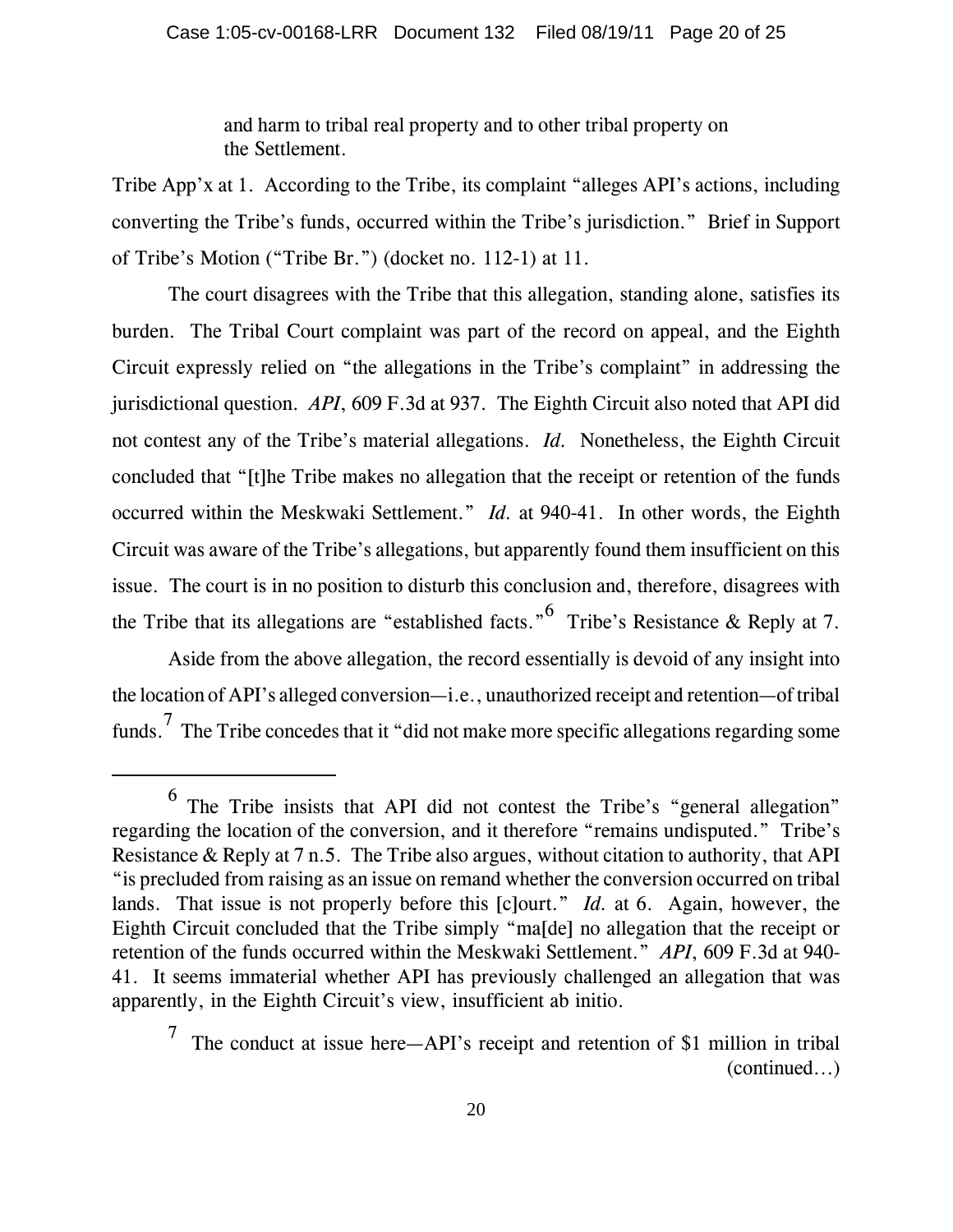> and harm to tribal real property and to other tribal property on the Settlement.

Tribe App'x at 1. According to the Tribe, its complaint "alleges API's actions, including converting the Tribe's funds, occurred within the Tribe's jurisdiction." Brief in Support of Tribe's Motion ("Tribe Br.") (docket no. 112-1) at 11.

The court disagrees with the Tribe that this allegation, standing alone, satisfies its burden. The Tribal Court complaint was part of the record on appeal, and the Eighth Circuit expressly relied on "the allegations in the Tribe's complaint" in addressing the jurisdictional question. *API*, 609 F.3d at 937. The Eighth Circuit also noted that API did not contest any of the Tribe's material allegations. *Id.* Nonetheless, the Eighth Circuit concluded that "[t]he Tribe makes no allegation that the receipt or retention of the funds occurred within the Meskwaki Settlement." *Id.* at 940-41. In other words, the Eighth Circuit was aware of the Tribe's allegations, but apparently found them insufficient on this issue. The court is in no position to disturb this conclusion and, therefore, disagrees with the Tribe that its allegations are "established facts."[6] Tribe's Resistance & Reply at 7.

Aside from the above allegation, the record essentially is devoid of any insight into the location of API's alleged conversion—i.e., unauthorized receipt and retention—of tribal funds.[7] The Tribe concedes that it "did not make more specific allegations regarding some

---

[6] The Tribe insists that API did not contest the Tribe's "general allegation" regarding the location of the conversion, and it therefore "remains undisputed." Tribe's Resistance & Reply at 7 n.5. The Tribe also argues, without citation to authority, that API "is precluded from raising as an issue on remand whether the conversion occurred on tribal lands. That issue is not properly before this [c]ourt." *Id.* at 6. Again, however, the Eighth Circuit concluded that the Tribe simply "ma[de] no allegation that the receipt or retention of the funds occurred within the Meskwaki Settlement." *API*, 609 F.3d at 940-41. It seems immaterial whether API has previously challenged an allegation that was apparently, in the Eighth Circuit's view, insufficient ab initio.

[7] The conduct at issue here—API's receipt and retention of $1 million in tribal (continued…)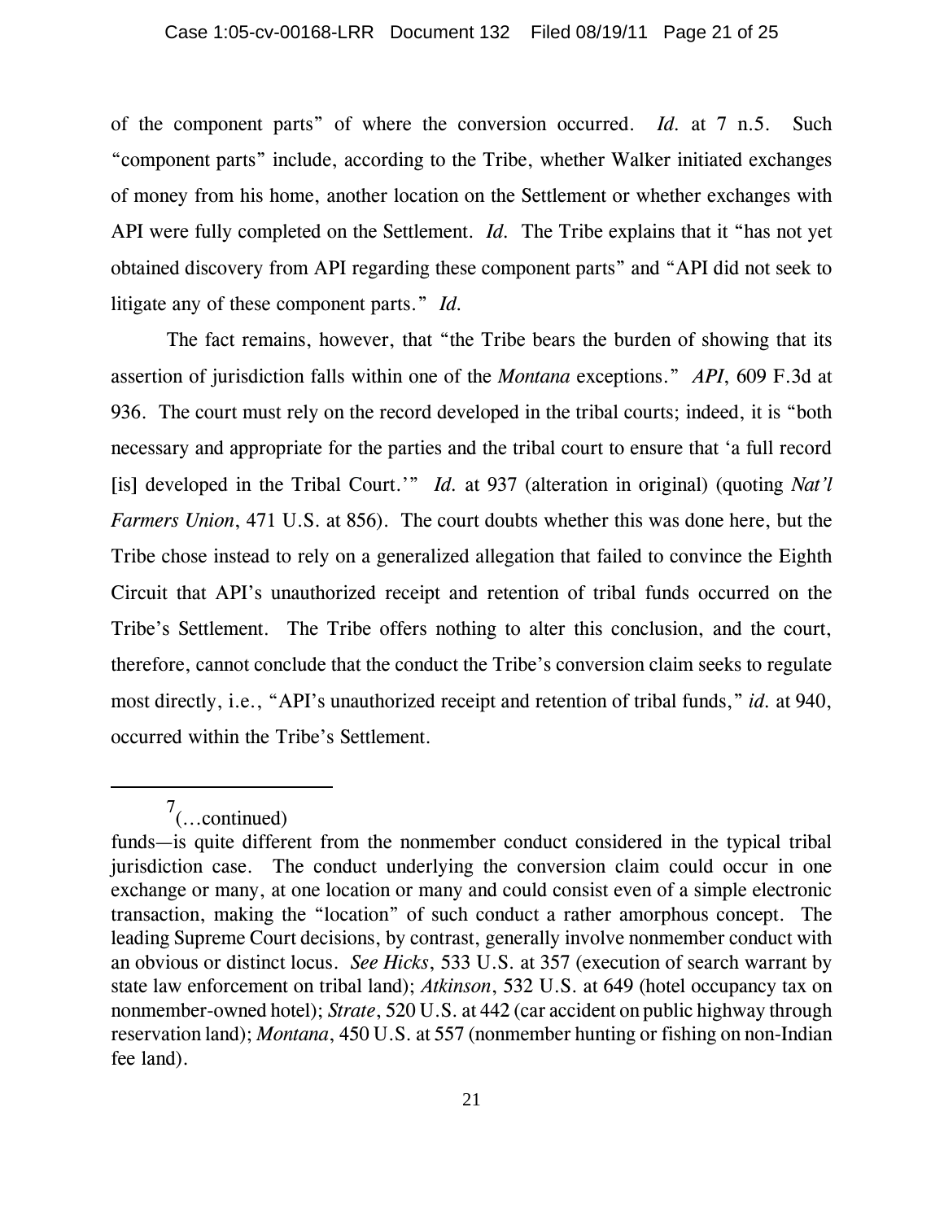of the component parts" of where the conversion occurred. *Id.* at 7 n.5. Such "component parts" include, according to the Tribe, whether Walker initiated exchanges of money from his home, another location on the Settlement or whether exchanges with API were fully completed on the Settlement. *Id.* The Tribe explains that it "has not yet obtained discovery from API regarding these component parts" and "API did not seek to litigate any of these component parts." *Id.*

The fact remains, however, that "the Tribe bears the burden of showing that its assertion of jurisdiction falls within one of the *Montana* exceptions." *API*, 609 F.3d at 936. The court must rely on the record developed in the tribal courts; indeed, it is "both necessary and appropriate for the parties and the tribal court to ensure that 'a full record [is] developed in the Tribal Court.'" *Id.* at 937 (alteration in original) (quoting *Nat'l Farmers Union*, 471 U.S. at 856). The court doubts whether this was done here, but the Tribe chose instead to rely on a generalized allegation that failed to convince the Eighth Circuit that API's unauthorized receipt and retention of tribal funds occurred on the Tribe's Settlement. The Tribe offers nothing to alter this conclusion, and the court, therefore, cannot conclude that the conduct the Tribe's conversion claim seeks to regulate most directly, i.e., "API's unauthorized receipt and retention of tribal funds," *id.* at 940, occurred within the Tribe's Settlement.

---

[7](…continued)

funds—is quite different from the nonmember conduct considered in the typical tribal jurisdiction case. The conduct underlying the conversion claim could occur in one exchange or many, at one location or many and could consist even of a simple electronic transaction, making the "location" of such conduct a rather amorphous concept. The leading Supreme Court decisions, by contrast, generally involve nonmember conduct with an obvious or distinct locus. *See Hicks*, 533 U.S. at 357 (execution of search warrant by state law enforcement on tribal land); *Atkinson*, 532 U.S. at 649 (hotel occupancy tax on nonmember-owned hotel); *Strate*, 520 U.S. at 442 (car accident on public highway through reservation land); *Montana*, 450 U.S. at 557 (nonmember hunting or fishing on non-Indian fee land).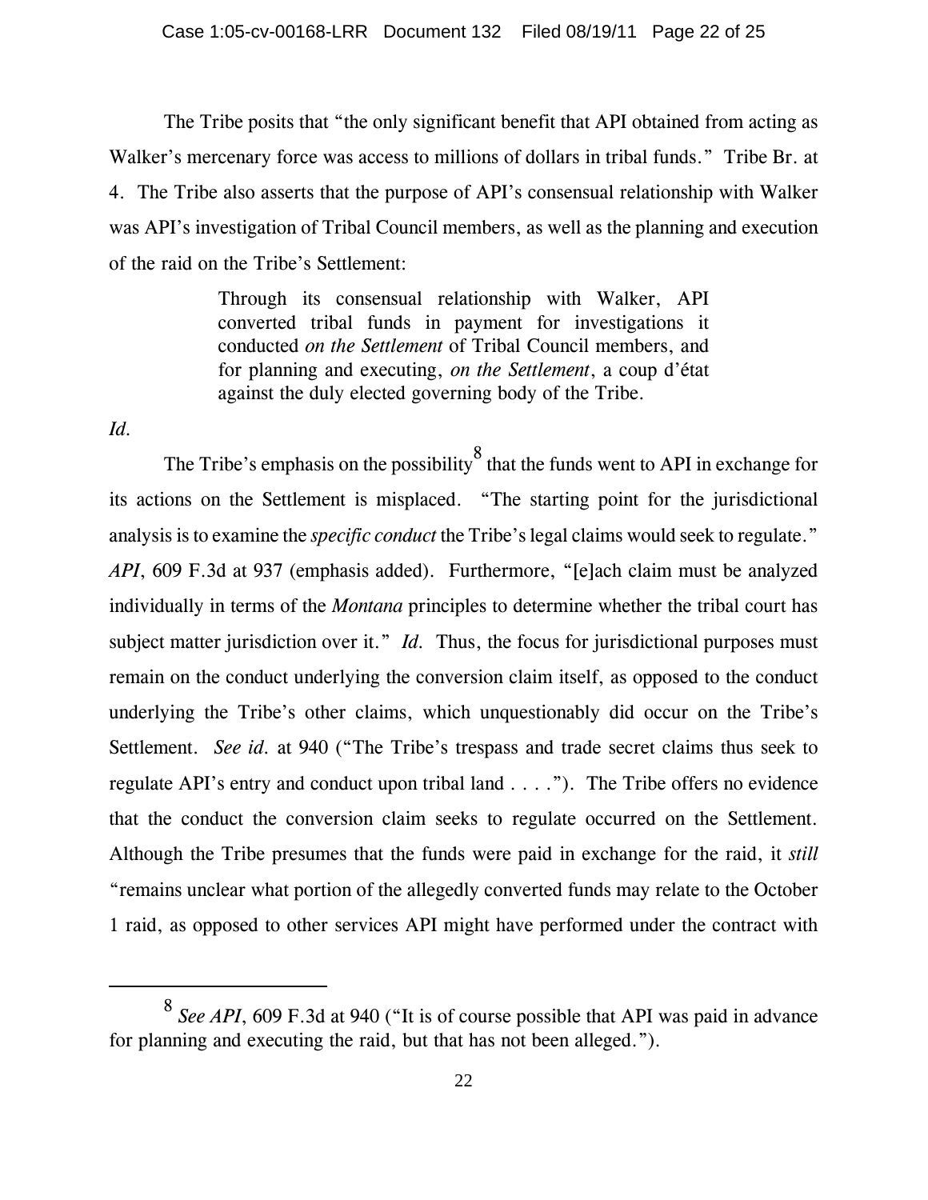The Tribe posits that "the only significant benefit that API obtained from acting as Walker's mercenary force was access to millions of dollars in tribal funds." Tribe Br. at 4. The Tribe also asserts that the purpose of API's consensual relationship with Walker was API's investigation of Tribal Council members, as well as the planning and execution of the raid on the Tribe's Settlement:

> Through its consensual relationship with Walker, API converted tribal funds in payment for investigations it conducted *on the Settlement* of Tribal Council members, and for planning and executing, *on the Settlement*, a coup d'état against the duly elected governing body of the Tribe.

*Id.*

The Tribe's emphasis on the possibility[8] that the funds went to API in exchange for its actions on the Settlement is misplaced. "The starting point for the jurisdictional analysis is to examine the *specific conduct* the Tribe's legal claims would seek to regulate." *API*, 609 F.3d at 937 (emphasis added). Furthermore, "[e]ach claim must be analyzed individually in terms of the *Montana* principles to determine whether the tribal court has subject matter jurisdiction over it." *Id.* Thus, the focus for jurisdictional purposes must remain on the conduct underlying the conversion claim itself, as opposed to the conduct underlying the Tribe's other claims, which unquestionably did occur on the Tribe's Settlement. *See id.* at 940 ("The Tribe's trespass and trade secret claims thus seek to regulate API's entry and conduct upon tribal land . . . ."). The Tribe offers no evidence that the conduct the conversion claim seeks to regulate occurred on the Settlement. Although the Tribe presumes that the funds were paid in exchange for the raid, it *still* "remains unclear what portion of the allegedly converted funds may relate to the October 1 raid, as opposed to other services API might have performed under the contract with

---

[8] *See API*, 609 F.3d at 940 ("It is of course possible that API was paid in advance for planning and executing the raid, but that has not been alleged.").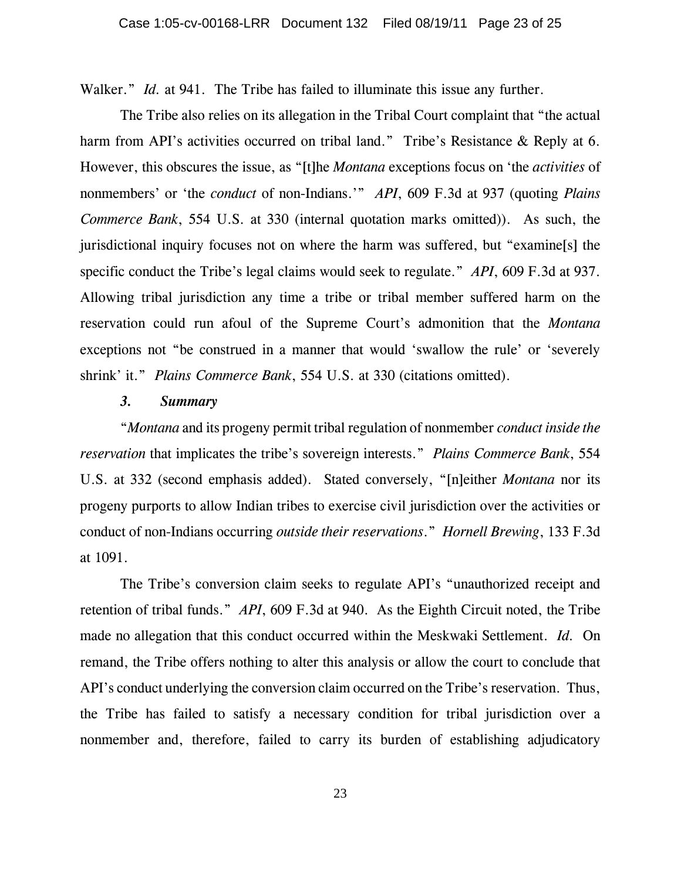Walker." *Id.* at 941. The Tribe has failed to illuminate this issue any further.

The Tribe also relies on its allegation in the Tribal Court complaint that "the actual harm from API's activities occurred on tribal land." Tribe's Resistance & Reply at 6. However, this obscures the issue, as "[t]he *Montana* exceptions focus on 'the *activities* of nonmembers' or 'the *conduct* of non-Indians.'" *API*, 609 F.3d at 937 (quoting *Plains Commerce Bank*, 554 U.S. at 330 (internal quotation marks omitted)). As such, the jurisdictional inquiry focuses not on where the harm was suffered, but "examine[s] the specific conduct the Tribe's legal claims would seek to regulate." *API*, 609 F.3d at 937. Allowing tribal jurisdiction any time a tribe or tribal member suffered harm on the reservation could run afoul of the Supreme Court's admonition that the *Montana* exceptions not "be construed in a manner that would 'swallow the rule' or 'severely shrink' it." *Plains Commerce Bank*, 554 U.S. at 330 (citations omitted).

### *3. Summary*

"*Montana* and its progeny permit tribal regulation of nonmember *conduct inside the reservation* that implicates the tribe's sovereign interests." *Plains Commerce Bank*, 554 U.S. at 332 (second emphasis added). Stated conversely, "[n]either *Montana* nor its progeny purports to allow Indian tribes to exercise civil jurisdiction over the activities or conduct of non-Indians occurring *outside their reservations*." *Hornell Brewing*, 133 F.3d at 1091.

The Tribe's conversion claim seeks to regulate API's "unauthorized receipt and retention of tribal funds." *API*, 609 F.3d at 940. As the Eighth Circuit noted, the Tribe made no allegation that this conduct occurred within the Meskwaki Settlement. *Id.* On remand, the Tribe offers nothing to alter this analysis or allow the court to conclude that API's conduct underlying the conversion claim occurred on the Tribe's reservation. Thus, the Tribe has failed to satisfy a necessary condition for tribal jurisdiction over a nonmember and, therefore, failed to carry its burden of establishing adjudicatory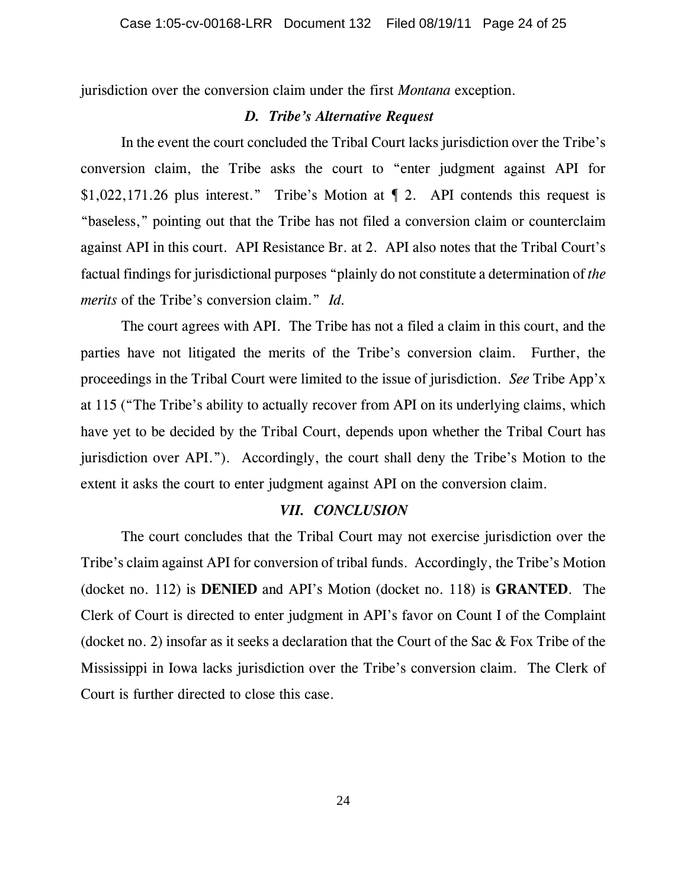jurisdiction over the conversion claim under the first *Montana* exception.

### *D. Tribe's Alternative Request*

In the event the court concluded the Tribal Court lacks jurisdiction over the Tribe's conversion claim, the Tribe asks the court to "enter judgment against API for $1,022,171.26 plus interest." Tribe's Motion at ¶ 2. API contends this request is "baseless," pointing out that the Tribe has not filed a conversion claim or counterclaim against API in this court. API Resistance Br. at 2. API also notes that the Tribal Court's factual findings for jurisdictional purposes "plainly do not constitute a determination of *the merits* of the Tribe's conversion claim." *Id.*

The court agrees with API. The Tribe has not a filed a claim in this court, and the parties have not litigated the merits of the Tribe's conversion claim. Further, the proceedings in the Tribal Court were limited to the issue of jurisdiction. *See* Tribe App'x at 115 ("The Tribe's ability to actually recover from API on its underlying claims, which have yet to be decided by the Tribal Court, depends upon whether the Tribal Court has jurisdiction over API."). Accordingly, the court shall deny the Tribe's Motion to the extent it asks the court to enter judgment against API on the conversion claim.

## *VII. CONCLUSION*

The court concludes that the Tribal Court may not exercise jurisdiction over the Tribe's claim against API for conversion of tribal funds. Accordingly, the Tribe's Motion (docket no. 112) is **DENIED** and API's Motion (docket no. 118) is **GRANTED**. The Clerk of Court is directed to enter judgment in API's favor on Count I of the Complaint (docket no. 2) insofar as it seeks a declaration that the Court of the Sac & Fox Tribe of the Mississippi in Iowa lacks jurisdiction over the Tribe's conversion claim. The Clerk of Court is further directed to close this case.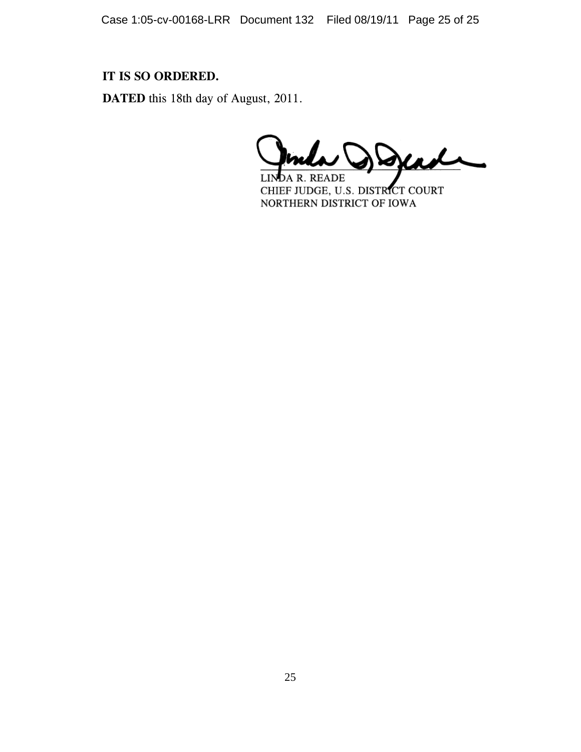**IT IS SO ORDERED.**

**DATED** this 18th day of August, 2011.

LINDA R. READE
CHIEF JUDGE, U.S. DISTRICT COURT
NORTHERN DISTRICT OF IOWA